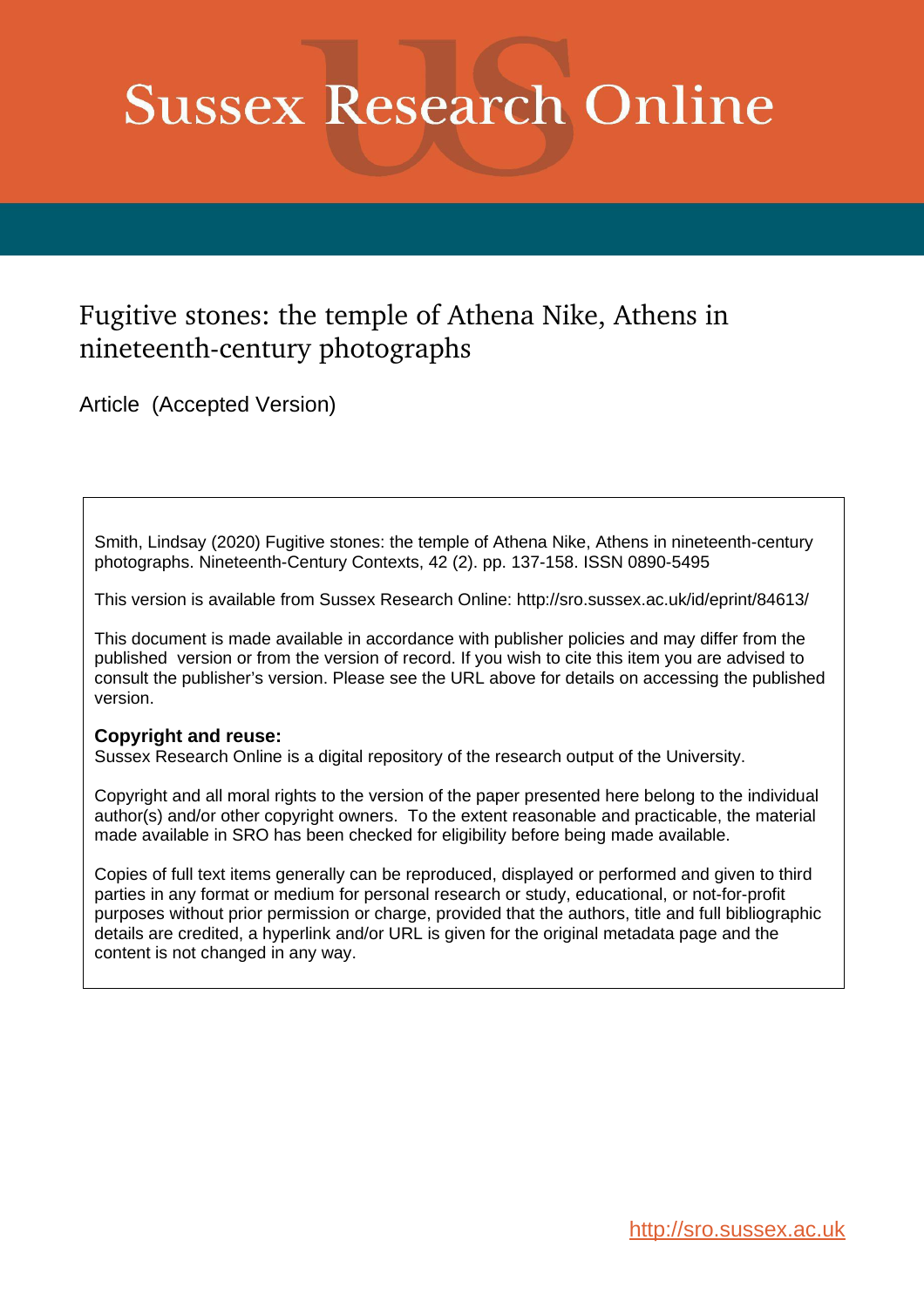# Sussex Research Online

## Fugitive stones: the temple of Athena Nike, Athens in nineteenth-century photographs

Article (Accepted Version)

Smith, Lindsay (2020) Fugitive stones: the temple of Athena Nike, Athens in nineteenth-century photographs. Nineteenth-Century Contexts, 42 (2). pp. 137-158. ISSN 0890-5495

This version is available from Sussex Research Online: http://sro.sussex.ac.uk/id/eprint/84613/

This document is made available in accordance with publisher policies and may differ from the published version or from the version of record. If you wish to cite this item you are advised to consult the publisher's version. Please see the URL above for details on accessing the published version.

**Copyright and reuse:**
Sussex Research Online is a digital repository of the research output of the University.

Copyright and all moral rights to the version of the paper presented here belong to the individual author(s) and/or other copyright owners. To the extent reasonable and practicable, the material made available in SRO has been checked for eligibility before being made available.

Copies of full text items generally can be reproduced, displayed or performed and given to third parties in any format or medium for personal research or study, educational, or not-for-profit purposes without prior permission or charge, provided that the authors, title and full bibliographic details are credited, a hyperlink and/or URL is given for the original metadata page and the content is not changed in any way.

http://sro.sussex.ac.uk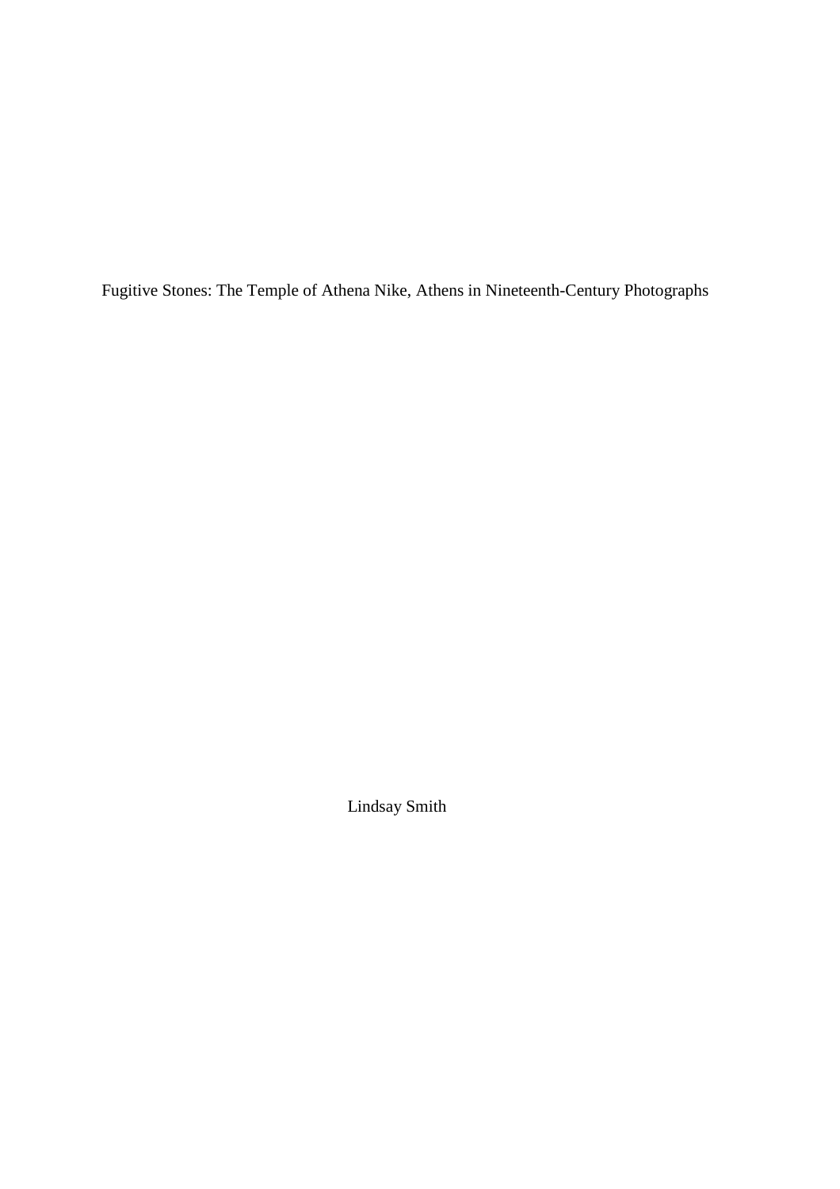# Fugitive Stones: The Temple of Athena Nike, Athens in Nineteenth-Century Photographs

Lindsay Smith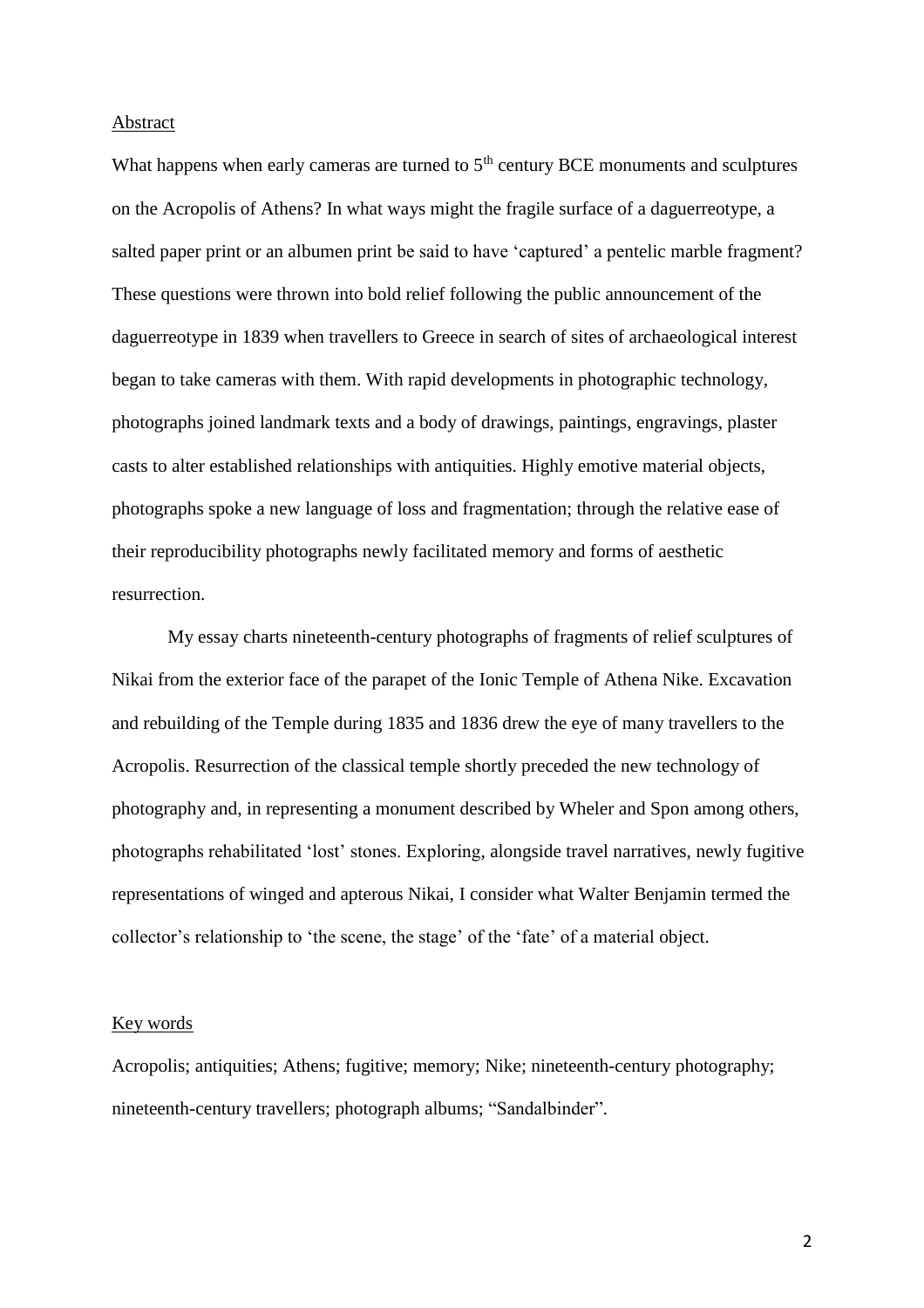## Abstract

What happens when early cameras are turned to 5th century BCE monuments and sculptures on the Acropolis of Athens? In what ways might the fragile surface of a daguerreotype, a salted paper print or an albumen print be said to have 'captured' a pentelic marble fragment? These questions were thrown into bold relief following the public announcement of the daguerreotype in 1839 when travellers to Greece in search of sites of archaeological interest began to take cameras with them. With rapid developments in photographic technology, photographs joined landmark texts and a body of drawings, paintings, engravings, plaster casts to alter established relationships with antiquities. Highly emotive material objects, photographs spoke a new language of loss and fragmentation; through the relative ease of their reproducibility photographs newly facilitated memory and forms of aesthetic resurrection.

My essay charts nineteenth-century photographs of fragments of relief sculptures of Nikai from the exterior face of the parapet of the Ionic Temple of Athena Nike. Excavation and rebuilding of the Temple during 1835 and 1836 drew the eye of many travellers to the Acropolis. Resurrection of the classical temple shortly preceded the new technology of photography and, in representing a monument described by Wheler and Spon among others, photographs rehabilitated 'lost' stones. Exploring, alongside travel narratives, newly fugitive representations of winged and apterous Nikai, I consider what Walter Benjamin termed the collector's relationship to 'the scene, the stage' of the 'fate' of a material object.

## Key words

Acropolis; antiquities; Athens; fugitive; memory; Nike; nineteenth-century photography; nineteenth-century travellers; photograph albums; "Sandalbinder".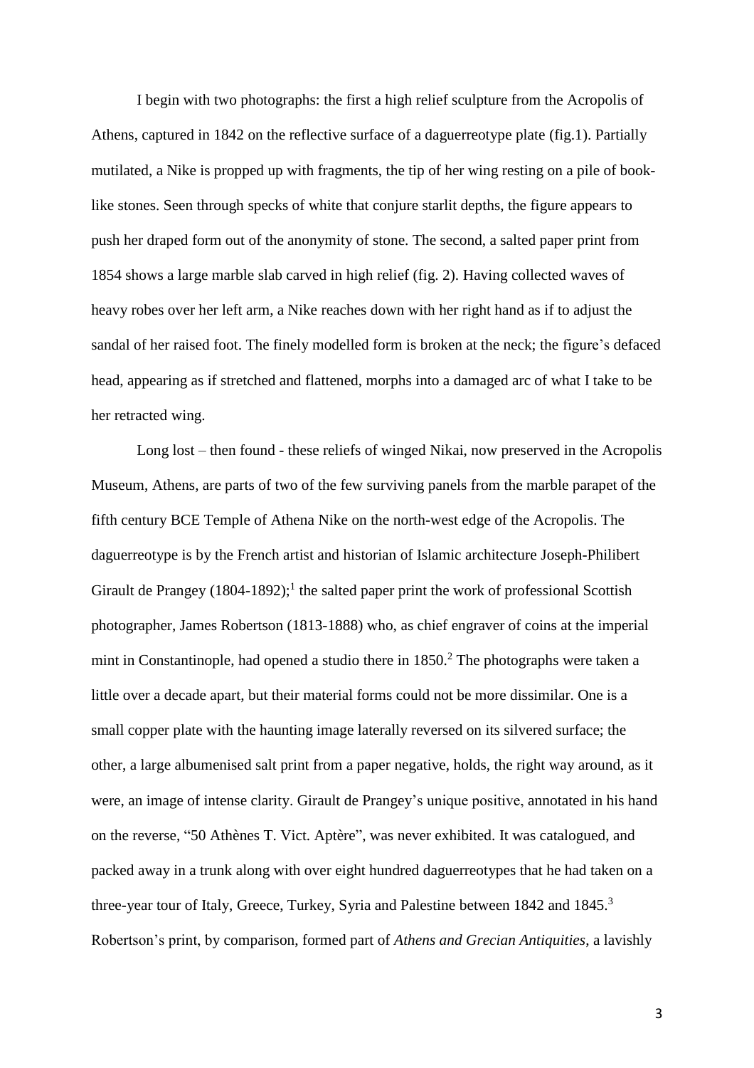I begin with two photographs: the first a high relief sculpture from the Acropolis of Athens, captured in 1842 on the reflective surface of a daguerreotype plate (fig.1). Partially mutilated, a Nike is propped up with fragments, the tip of her wing resting on a pile of book-like stones. Seen through specks of white that conjure starlit depths, the figure appears to push her draped form out of the anonymity of stone. The second, a salted paper print from 1854 shows a large marble slab carved in high relief (fig. 2). Having collected waves of heavy robes over her left arm, a Nike reaches down with her right hand as if to adjust the sandal of her raised foot. The finely modelled form is broken at the neck; the figure's defaced head, appearing as if stretched and flattened, morphs into a damaged arc of what I take to be her retracted wing.

Long lost – then found - these reliefs of winged Nikai, now preserved in the Acropolis Museum, Athens, are parts of two of the few surviving panels from the marble parapet of the fifth century BCE Temple of Athena Nike on the north-west edge of the Acropolis. The daguerreotype is by the French artist and historian of Islamic architecture Joseph-Philibert Girault de Prangey (1804-1892);[1] the salted paper print the work of professional Scottish photographer, James Robertson (1813-1888) who, as chief engraver of coins at the imperial mint in Constantinople, had opened a studio there in 1850.[2] The photographs were taken a little over a decade apart, but their material forms could not be more dissimilar. One is a small copper plate with the haunting image laterally reversed on its silvered surface; the other, a large albumenised salt print from a paper negative, holds, the right way around, as it were, an image of intense clarity. Girault de Prangey's unique positive, annotated in his hand on the reverse, "50 Athènes T. Vict. Aptère", was never exhibited. It was catalogued, and packed away in a trunk along with over eight hundred daguerreotypes that he had taken on a three-year tour of Italy, Greece, Turkey, Syria and Palestine between 1842 and 1845.[3] Robertson's print, by comparison, formed part of *Athens and Grecian Antiquities*, a lavishly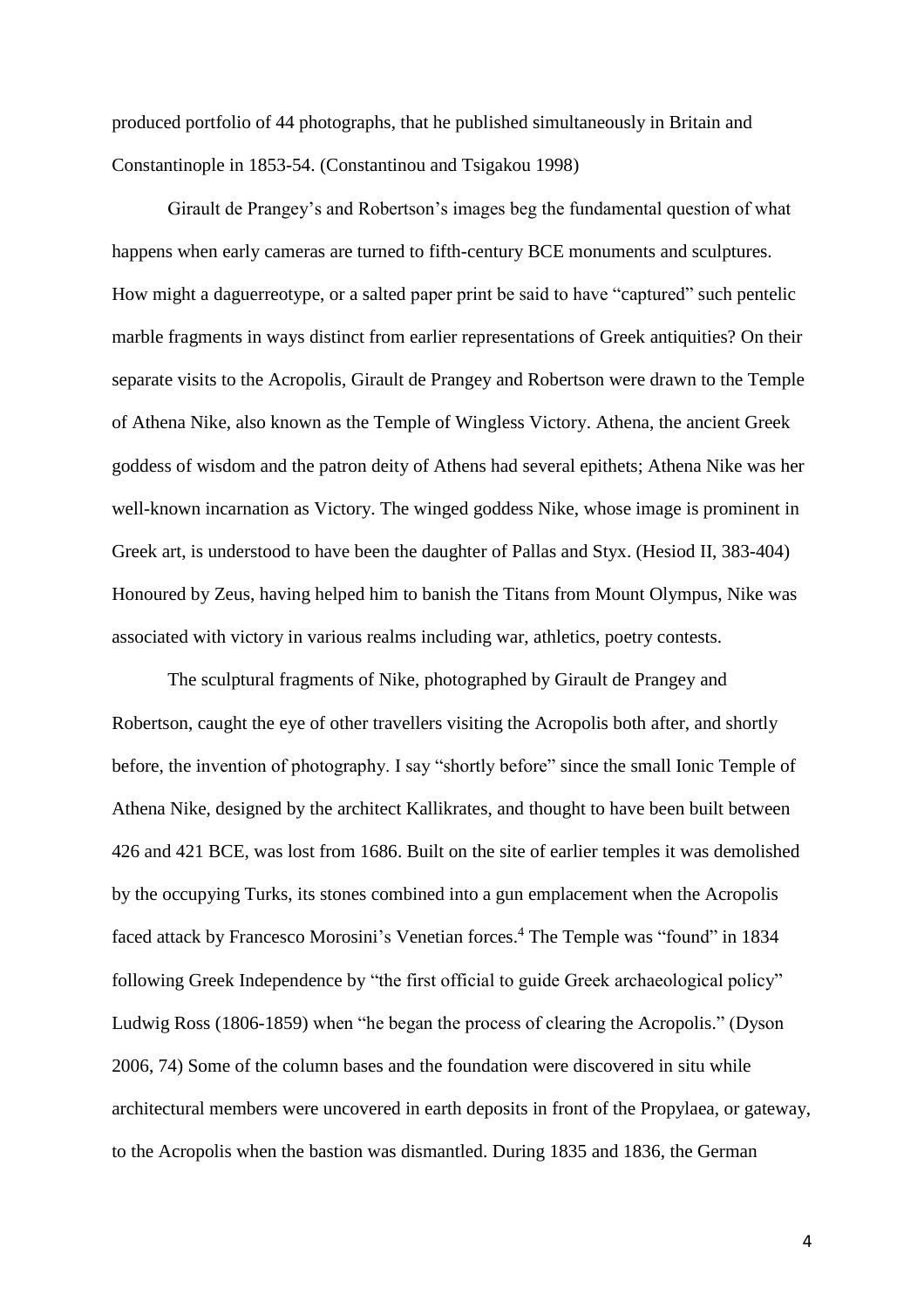produced portfolio of 44 photographs, that he published simultaneously in Britain and Constantinople in 1853-54. (Constantinou and Tsigakou 1998)

Girault de Prangey's and Robertson's images beg the fundamental question of what happens when early cameras are turned to fifth-century BCE monuments and sculptures. How might a daguerreotype, or a salted paper print be said to have "captured" such pentelic marble fragments in ways distinct from earlier representations of Greek antiquities? On their separate visits to the Acropolis, Girault de Prangey and Robertson were drawn to the Temple of Athena Nike, also known as the Temple of Wingless Victory. Athena, the ancient Greek goddess of wisdom and the patron deity of Athens had several epithets; Athena Nike was her well-known incarnation as Victory. The winged goddess Nike, whose image is prominent in Greek art, is understood to have been the daughter of Pallas and Styx. (Hesiod II, 383-404) Honoured by Zeus, having helped him to banish the Titans from Mount Olympus, Nike was associated with victory in various realms including war, athletics, poetry contests.

The sculptural fragments of Nike, photographed by Girault de Prangey and Robertson, caught the eye of other travellers visiting the Acropolis both after, and shortly before, the invention of photography. I say "shortly before" since the small Ionic Temple of Athena Nike, designed by the architect Kallikrates, and thought to have been built between 426 and 421 BCE, was lost from 1686. Built on the site of earlier temples it was demolished by the occupying Turks, its stones combined into a gun emplacement when the Acropolis faced attack by Francesco Morosini's Venetian forces.[4] The Temple was "found" in 1834 following Greek Independence by "the first official to guide Greek archaeological policy" Ludwig Ross (1806-1859) when "he began the process of clearing the Acropolis." (Dyson 2006, 74) Some of the column bases and the foundation were discovered in situ while architectural members were uncovered in earth deposits in front of the Propylaea, or gateway, to the Acropolis when the bastion was dismantled. During 1835 and 1836, the German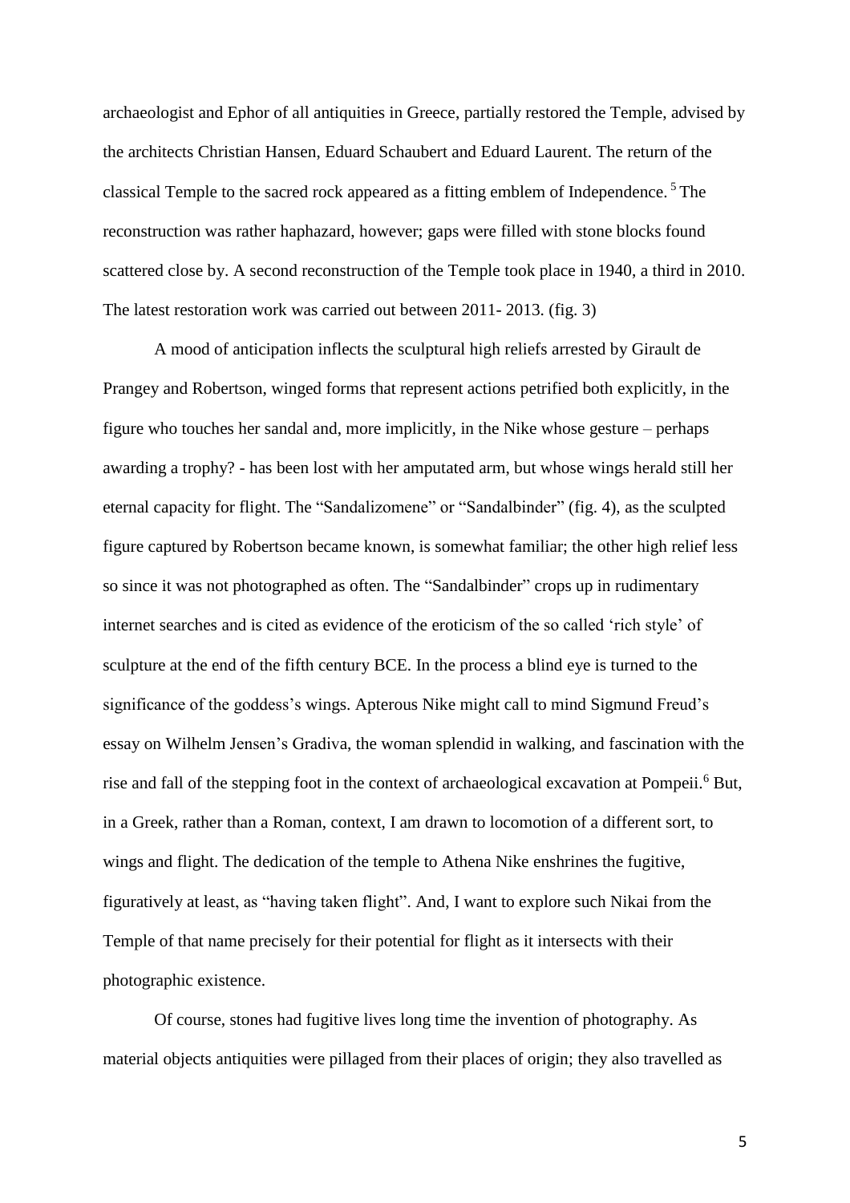archaeologist and Ephor of all antiquities in Greece, partially restored the Temple, advised by the architects Christian Hansen, Eduard Schaubert and Eduard Laurent. The return of the classical Temple to the sacred rock appeared as a fitting emblem of Independence.[5] The reconstruction was rather haphazard, however; gaps were filled with stone blocks found scattered close by. A second reconstruction of the Temple took place in 1940, a third in 2010. The latest restoration work was carried out between 2011- 2013. (fig. 3)

A mood of anticipation inflects the sculptural high reliefs arrested by Girault de Prangey and Robertson, winged forms that represent actions petrified both explicitly, in the figure who touches her sandal and, more implicitly, in the Nike whose gesture – perhaps awarding a trophy? - has been lost with her amputated arm, but whose wings herald still her eternal capacity for flight. The "Sandalizomene" or "Sandalbinder" (fig. 4), as the sculpted figure captured by Robertson became known, is somewhat familiar; the other high relief less so since it was not photographed as often. The "Sandalbinder" crops up in rudimentary internet searches and is cited as evidence of the eroticism of the so called 'rich style' of sculpture at the end of the fifth century BCE. In the process a blind eye is turned to the significance of the goddess's wings. Apterous Nike might call to mind Sigmund Freud's essay on Wilhelm Jensen's Gradiva, the woman splendid in walking, and fascination with the rise and fall of the stepping foot in the context of archaeological excavation at Pompeii.[6] But, in a Greek, rather than a Roman, context, I am drawn to locomotion of a different sort, to wings and flight. The dedication of the temple to Athena Nike enshrines the fugitive, figuratively at least, as "having taken flight". And, I want to explore such Nikai from the Temple of that name precisely for their potential for flight as it intersects with their photographic existence.

Of course, stones had fugitive lives long time the invention of photography. As material objects antiquities were pillaged from their places of origin; they also travelled as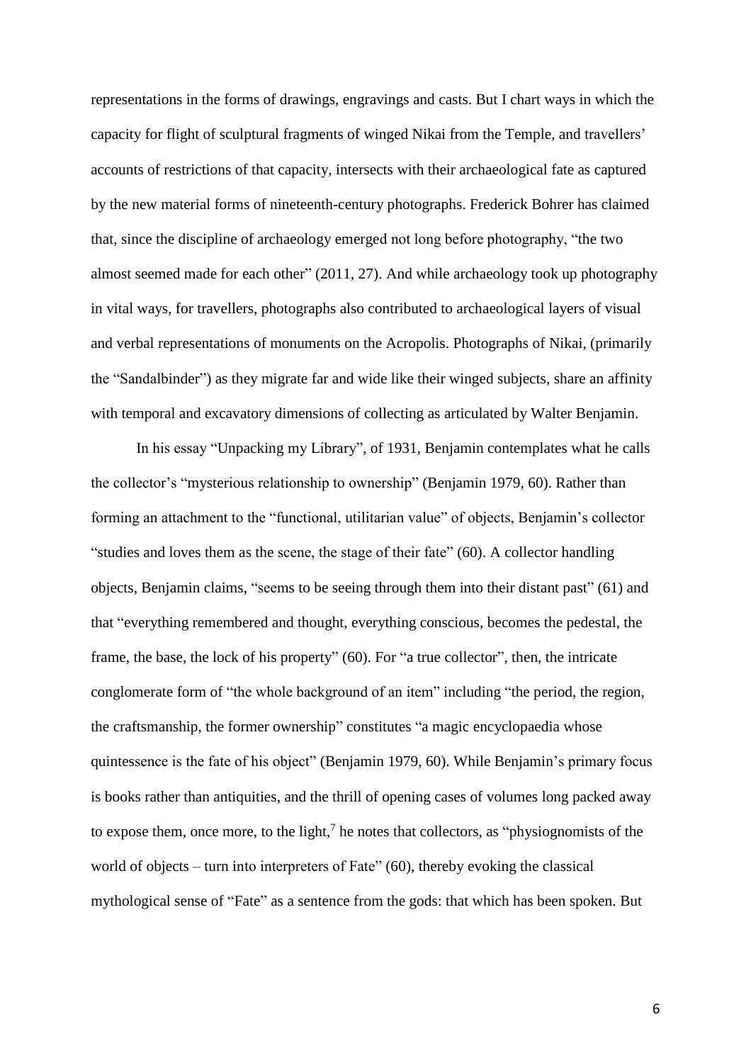representations in the forms of drawings, engravings and casts. But I chart ways in which the capacity for flight of sculptural fragments of winged Nikai from the Temple, and travellers' accounts of restrictions of that capacity, intersects with their archaeological fate as captured by the new material forms of nineteenth-century photographs. Frederick Bohrer has claimed that, since the discipline of archaeology emerged not long before photography, "the two almost seemed made for each other" (2011, 27). And while archaeology took up photography in vital ways, for travellers, photographs also contributed to archaeological layers of visual and verbal representations of monuments on the Acropolis. Photographs of Nikai, (primarily the "Sandalbinder") as they migrate far and wide like their winged subjects, share an affinity with temporal and excavatory dimensions of collecting as articulated by Walter Benjamin.

In his essay "Unpacking my Library", of 1931, Benjamin contemplates what he calls the collector's "mysterious relationship to ownership" (Benjamin 1979, 60). Rather than forming an attachment to the "functional, utilitarian value" of objects, Benjamin's collector "studies and loves them as the scene, the stage of their fate" (60). A collector handling objects, Benjamin claims, "seems to be seeing through them into their distant past" (61) and that "everything remembered and thought, everything conscious, becomes the pedestal, the frame, the base, the lock of his property" (60). For "a true collector", then, the intricate conglomerate form of "the whole background of an item" including "the period, the region, the craftsmanship, the former ownership" constitutes "a magic encyclopaedia whose quintessence is the fate of his object" (Benjamin 1979, 60). While Benjamin's primary focus is books rather than antiquities, and the thrill of opening cases of volumes long packed away to expose them, once more, to the light,[7] he notes that collectors, as "physiognomists of the world of objects – turn into interpreters of Fate" (60), thereby evoking the classical mythological sense of "Fate" as a sentence from the gods: that which has been spoken. But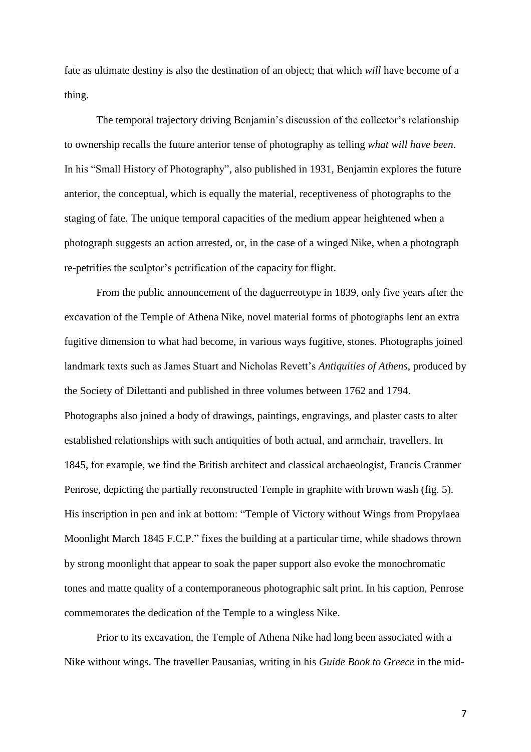fate as ultimate destiny is also the destination of an object; that which *will* have become of a thing.

The temporal trajectory driving Benjamin's discussion of the collector's relationship to ownership recalls the future anterior tense of photography as telling *what will have been*. In his "Small History of Photography", also published in 1931, Benjamin explores the future anterior, the conceptual, which is equally the material, receptiveness of photographs to the staging of fate. The unique temporal capacities of the medium appear heightened when a photograph suggests an action arrested, or, in the case of a winged Nike, when a photograph re-petrifies the sculptor's petrification of the capacity for flight.

From the public announcement of the daguerreotype in 1839, only five years after the excavation of the Temple of Athena Nike, novel material forms of photographs lent an extra fugitive dimension to what had become, in various ways fugitive, stones. Photographs joined landmark texts such as James Stuart and Nicholas Revett's *Antiquities of Athens*, produced by the Society of Dilettanti and published in three volumes between 1762 and 1794. Photographs also joined a body of drawings, paintings, engravings, and plaster casts to alter established relationships with such antiquities of both actual, and armchair, travellers. In 1845, for example, we find the British architect and classical archaeologist, Francis Cranmer Penrose, depicting the partially reconstructed Temple in graphite with brown wash (fig. 5). His inscription in pen and ink at bottom: "Temple of Victory without Wings from Propylaea Moonlight March 1845 F.C.P." fixes the building at a particular time, while shadows thrown by strong moonlight that appear to soak the paper support also evoke the monochromatic tones and matte quality of a contemporaneous photographic salt print. In his caption, Penrose commemorates the dedication of the Temple to a wingless Nike.

Prior to its excavation, the Temple of Athena Nike had long been associated with a Nike without wings. The traveller Pausanias, writing in his *Guide Book to Greece* in the mid-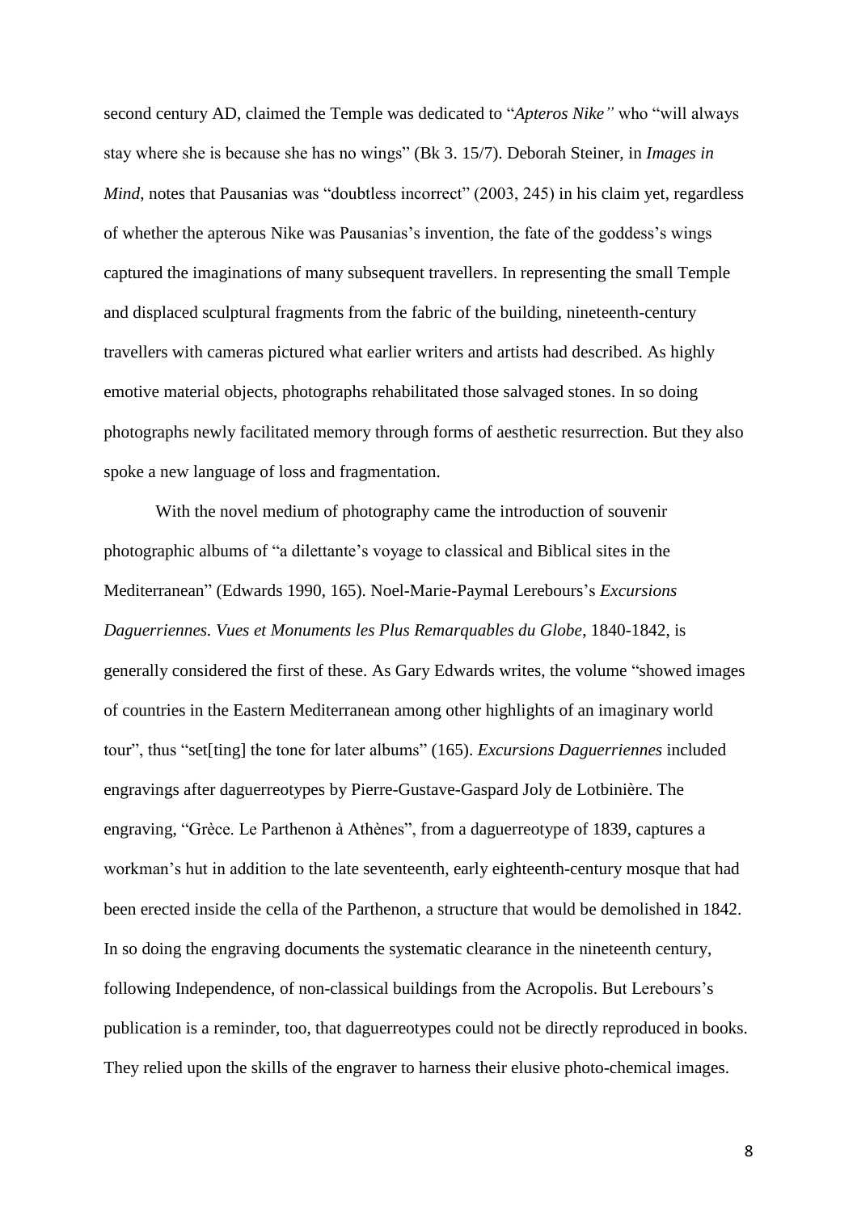second century AD, claimed the Temple was dedicated to "*Apteros Nike"* who "will always stay where she is because she has no wings" (Bk 3. 15/7). Deborah Steiner, in *Images in Mind*, notes that Pausanias was "doubtless incorrect" (2003, 245) in his claim yet, regardless of whether the apterous Nike was Pausanias's invention, the fate of the goddess's wings captured the imaginations of many subsequent travellers. In representing the small Temple and displaced sculptural fragments from the fabric of the building, nineteenth-century travellers with cameras pictured what earlier writers and artists had described. As highly emotive material objects, photographs rehabilitated those salvaged stones. In so doing photographs newly facilitated memory through forms of aesthetic resurrection. But they also spoke a new language of loss and fragmentation.

With the novel medium of photography came the introduction of souvenir photographic albums of "a dilettante's voyage to classical and Biblical sites in the Mediterranean" (Edwards 1990, 165). Noel-Marie-Paymal Lerebours's *Excursions Daguerriennes. Vues et Monuments les Plus Remarquables du Globe*, 1840-1842, is generally considered the first of these. As Gary Edwards writes, the volume "showed images of countries in the Eastern Mediterranean among other highlights of an imaginary world tour", thus "set[ting] the tone for later albums" (165). *Excursions Daguerriennes* included engravings after daguerreotypes by Pierre-Gustave-Gaspard Joly de Lotbinière. The engraving, "Grèce. Le Parthenon à Athènes", from a daguerreotype of 1839, captures a workman's hut in addition to the late seventeenth, early eighteenth-century mosque that had been erected inside the cella of the Parthenon, a structure that would be demolished in 1842. In so doing the engraving documents the systematic clearance in the nineteenth century, following Independence, of non-classical buildings from the Acropolis. But Lerebours's publication is a reminder, too, that daguerreotypes could not be directly reproduced in books. They relied upon the skills of the engraver to harness their elusive photo-chemical images.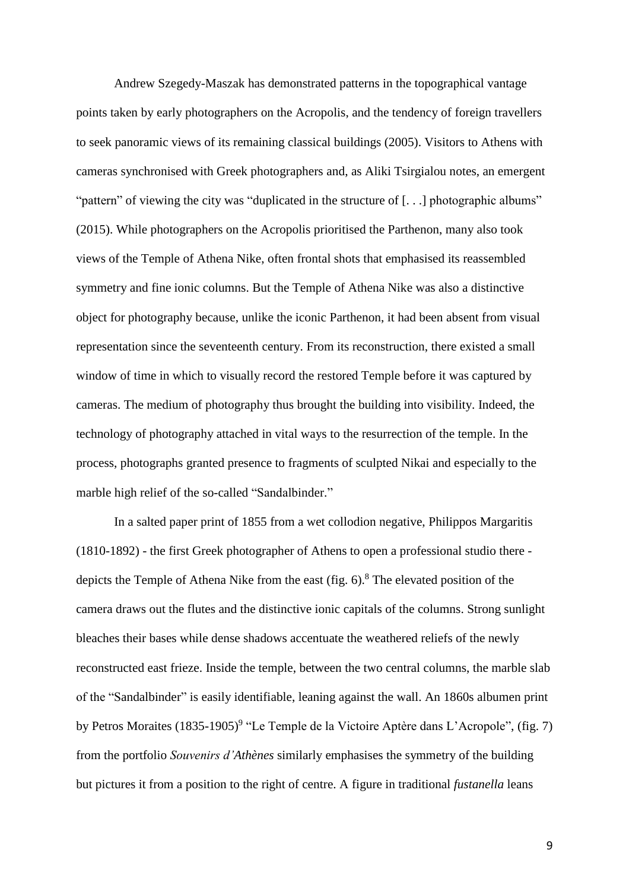Andrew Szegedy-Maszak has demonstrated patterns in the topographical vantage points taken by early photographers on the Acropolis, and the tendency of foreign travellers to seek panoramic views of its remaining classical buildings (2005). Visitors to Athens with cameras synchronised with Greek photographers and, as Aliki Tsirgialou notes, an emergent "pattern" of viewing the city was "duplicated in the structure of [. . .] photographic albums" (2015). While photographers on the Acropolis prioritised the Parthenon, many also took views of the Temple of Athena Nike, often frontal shots that emphasised its reassembled symmetry and fine ionic columns. But the Temple of Athena Nike was also a distinctive object for photography because, unlike the iconic Parthenon, it had been absent from visual representation since the seventeenth century. From its reconstruction, there existed a small window of time in which to visually record the restored Temple before it was captured by cameras. The medium of photography thus brought the building into visibility. Indeed, the technology of photography attached in vital ways to the resurrection of the temple. In the process, photographs granted presence to fragments of sculpted Nikai and especially to the marble high relief of the so-called "Sandalbinder."

In a salted paper print of 1855 from a wet collodion negative, Philippos Margaritis (1810-1892) - the first Greek photographer of Athens to open a professional studio there - depicts the Temple of Athena Nike from the east (fig. 6).[8] The elevated position of the camera draws out the flutes and the distinctive ionic capitals of the columns. Strong sunlight bleaches their bases while dense shadows accentuate the weathered reliefs of the newly reconstructed east frieze. Inside the temple, between the two central columns, the marble slab of the "Sandalbinder" is easily identifiable, leaning against the wall. An 1860s albumen print by Petros Moraites (1835-1905)[9] "Le Temple de la Victoire Aptère dans L'Acropole", (fig. 7) from the portfolio *Souvenirs d'Athènes* similarly emphasises the symmetry of the building but pictures it from a position to the right of centre. A figure in traditional *fustanella* leans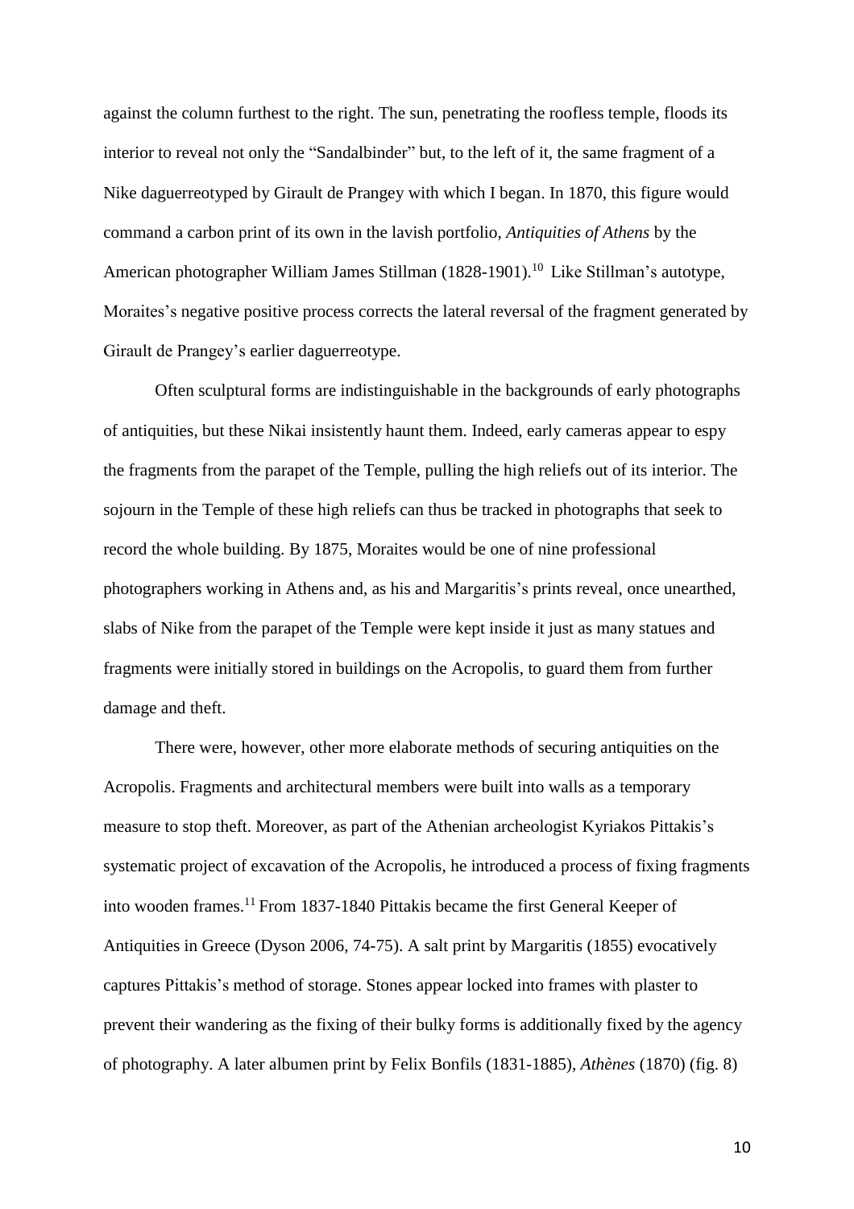against the column furthest to the right. The sun, penetrating the roofless temple, floods its interior to reveal not only the "Sandalbinder" but, to the left of it, the same fragment of a Nike daguerreotyped by Girault de Prangey with which I began. In 1870, this figure would command a carbon print of its own in the lavish portfolio, *Antiquities of Athens* by the American photographer William James Stillman (1828-1901).[10] Like Stillman's autotype, Moraites's negative positive process corrects the lateral reversal of the fragment generated by Girault de Prangey's earlier daguerreotype.

Often sculptural forms are indistinguishable in the backgrounds of early photographs of antiquities, but these Nikai insistently haunt them. Indeed, early cameras appear to espy the fragments from the parapet of the Temple, pulling the high reliefs out of its interior. The sojourn in the Temple of these high reliefs can thus be tracked in photographs that seek to record the whole building. By 1875, Moraites would be one of nine professional photographers working in Athens and, as his and Margaritis's prints reveal, once unearthed, slabs of Nike from the parapet of the Temple were kept inside it just as many statues and fragments were initially stored in buildings on the Acropolis, to guard them from further damage and theft.

There were, however, other more elaborate methods of securing antiquities on the Acropolis. Fragments and architectural members were built into walls as a temporary measure to stop theft. Moreover, as part of the Athenian archeologist Kyriakos Pittakis's systematic project of excavation of the Acropolis, he introduced a process of fixing fragments into wooden frames.[11] From 1837-1840 Pittakis became the first General Keeper of Antiquities in Greece (Dyson 2006, 74-75). A salt print by Margaritis (1855) evocatively captures Pittakis's method of storage. Stones appear locked into frames with plaster to prevent their wandering as the fixing of their bulky forms is additionally fixed by the agency of photography. A later albumen print by Felix Bonfils (1831-1885), *Athènes* (1870) (fig. 8)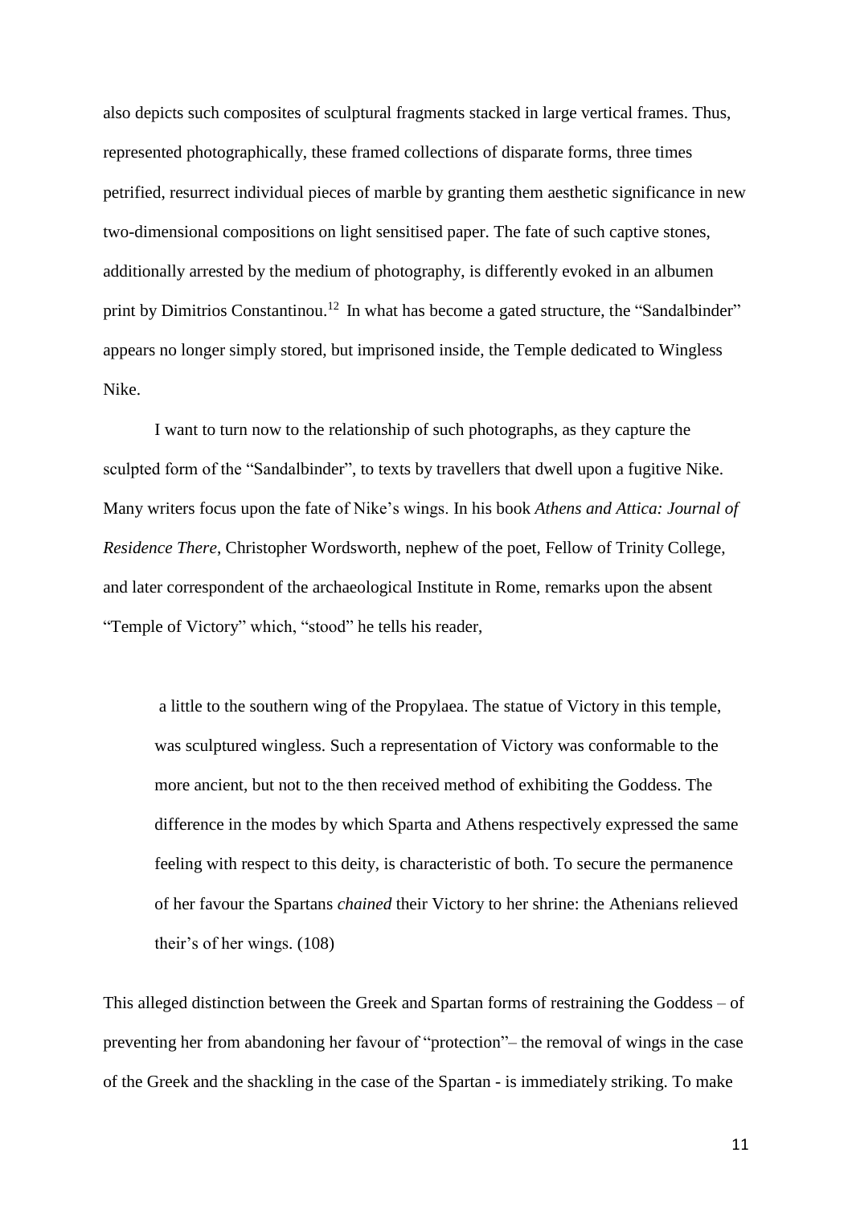also depicts such composites of sculptural fragments stacked in large vertical frames. Thus, represented photographically, these framed collections of disparate forms, three times petrified, resurrect individual pieces of marble by granting them aesthetic significance in new two-dimensional compositions on light sensitised paper. The fate of such captive stones, additionally arrested by the medium of photography, is differently evoked in an albumen print by Dimitrios Constantinou.[12] In what has become a gated structure, the "Sandalbinder" appears no longer simply stored, but imprisoned inside, the Temple dedicated to Wingless Nike.

I want to turn now to the relationship of such photographs, as they capture the sculpted form of the "Sandalbinder", to texts by travellers that dwell upon a fugitive Nike. Many writers focus upon the fate of Nike's wings. In his book *Athens and Attica: Journal of Residence There*, Christopher Wordsworth, nephew of the poet, Fellow of Trinity College, and later correspondent of the archaeological Institute in Rome, remarks upon the absent "Temple of Victory" which, "stood" he tells his reader,

> a little to the southern wing of the Propylaea. The statue of Victory in this temple, was sculptured wingless. Such a representation of Victory was conformable to the more ancient, but not to the then received method of exhibiting the Goddess. The difference in the modes by which Sparta and Athens respectively expressed the same feeling with respect to this deity, is characteristic of both. To secure the permanence of her favour the Spartans *chained* their Victory to her shrine: the Athenians relieved their's of her wings. (108)

This alleged distinction between the Greek and Spartan forms of restraining the Goddess – of preventing her from abandoning her favour of "protection"– the removal of wings in the case of the Greek and the shackling in the case of the Spartan - is immediately striking. To make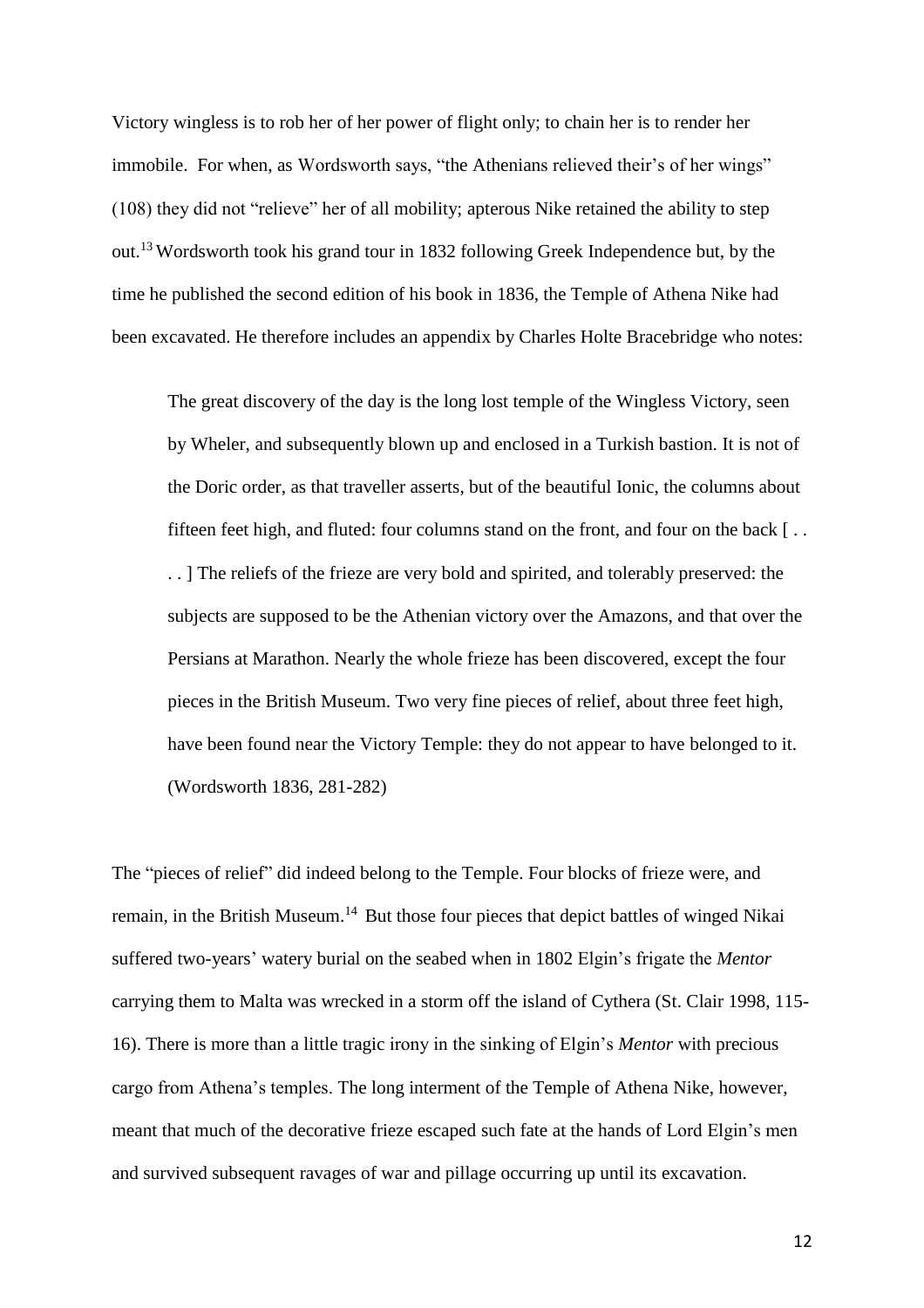Victory wingless is to rob her of her power of flight only; to chain her is to render her immobile. For when, as Wordsworth says, "the Athenians relieved their's of her wings" (108) they did not "relieve" her of all mobility; apterous Nike retained the ability to step out.[13] Wordsworth took his grand tour in 1832 following Greek Independence but, by the time he published the second edition of his book in 1836, the Temple of Athena Nike had been excavated. He therefore includes an appendix by Charles Holte Bracebridge who notes:

> The great discovery of the day is the long lost temple of the Wingless Victory, seen by Wheler, and subsequently blown up and enclosed in a Turkish bastion. It is not of the Doric order, as that traveller asserts, but of the beautiful Ionic, the columns about fifteen feet high, and fluted: four columns stand on the front, and four on the back [ . . . . ] The reliefs of the frieze are very bold and spirited, and tolerably preserved: the subjects are supposed to be the Athenian victory over the Amazons, and that over the Persians at Marathon. Nearly the whole frieze has been discovered, except the four pieces in the British Museum. Two very fine pieces of relief, about three feet high, have been found near the Victory Temple: they do not appear to have belonged to it. (Wordsworth 1836, 281-282)

The "pieces of relief" did indeed belong to the Temple. Four blocks of frieze were, and remain, in the British Museum.[14] But those four pieces that depict battles of winged Nikai suffered two-years' watery burial on the seabed when in 1802 Elgin's frigate the *Mentor* carrying them to Malta was wrecked in a storm off the island of Cythera (St. Clair 1998, 115-16). There is more than a little tragic irony in the sinking of Elgin's *Mentor* with precious cargo from Athena's temples. The long interment of the Temple of Athena Nike, however, meant that much of the decorative frieze escaped such fate at the hands of Lord Elgin's men and survived subsequent ravages of war and pillage occurring up until its excavation.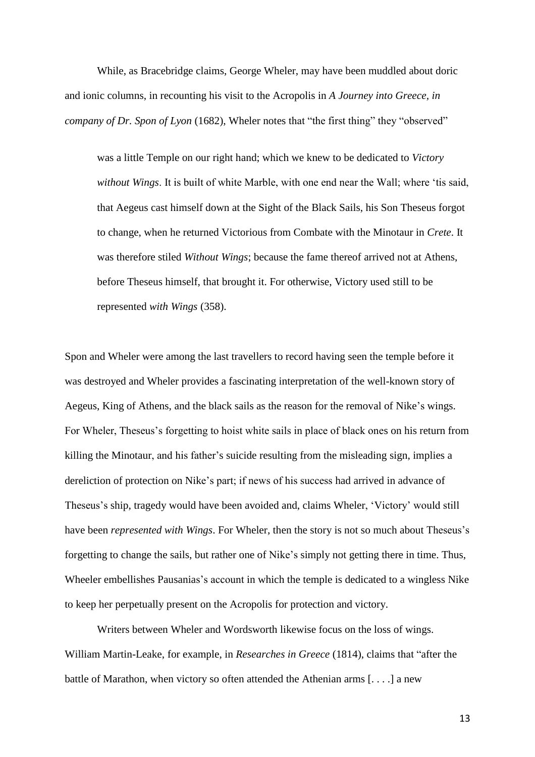While, as Bracebridge claims, George Wheler, may have been muddled about doric and ionic columns, in recounting his visit to the Acropolis in *A Journey into Greece, in company of Dr. Spon of Lyon* (1682), Wheler notes that "the first thing" they "observed"

> was a little Temple on our right hand; which we knew to be dedicated to *Victory without Wings*. It is built of white Marble, with one end near the Wall; where 'tis said, that Aegeus cast himself down at the Sight of the Black Sails, his Son Theseus forgot to change, when he returned Victorious from Combate with the Minotaur in *Crete*. It was therefore stiled *Without Wings*; because the fame thereof arrived not at Athens, before Theseus himself, that brought it. For otherwise, Victory used still to be represented *with Wings* (358).

Spon and Wheler were among the last travellers to record having seen the temple before it was destroyed and Wheler provides a fascinating interpretation of the well-known story of Aegeus, King of Athens, and the black sails as the reason for the removal of Nike's wings. For Wheler, Theseus's forgetting to hoist white sails in place of black ones on his return from killing the Minotaur, and his father's suicide resulting from the misleading sign, implies a dereliction of protection on Nike's part; if news of his success had arrived in advance of Theseus's ship, tragedy would have been avoided and, claims Wheler, 'Victory' would still have been *represented with Wings*. For Wheler, then the story is not so much about Theseus's forgetting to change the sails, but rather one of Nike's simply not getting there in time. Thus, Wheeler embellishes Pausanias's account in which the temple is dedicated to a wingless Nike to keep her perpetually present on the Acropolis for protection and victory.

Writers between Wheler and Wordsworth likewise focus on the loss of wings. William Martin-Leake, for example, in *Researches in Greece* (1814), claims that "after the battle of Marathon, when victory so often attended the Athenian arms [. . . .] a new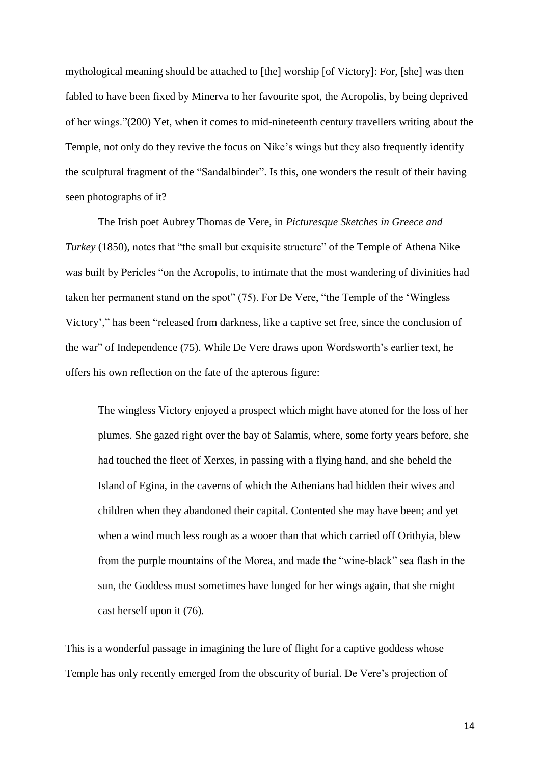mythological meaning should be attached to [the] worship [of Victory]: For, [she] was then fabled to have been fixed by Minerva to her favourite spot, the Acropolis, by being deprived of her wings."(200) Yet, when it comes to mid-nineteenth century travellers writing about the Temple, not only do they revive the focus on Nike's wings but they also frequently identify the sculptural fragment of the "Sandalbinder". Is this, one wonders the result of their having seen photographs of it?

The Irish poet Aubrey Thomas de Vere, in *Picturesque Sketches in Greece and Turkey* (1850), notes that "the small but exquisite structure" of the Temple of Athena Nike was built by Pericles "on the Acropolis, to intimate that the most wandering of divinities had taken her permanent stand on the spot" (75). For De Vere, "the Temple of the 'Wingless Victory'," has been "released from darkness, like a captive set free, since the conclusion of the war" of Independence (75). While De Vere draws upon Wordsworth's earlier text, he offers his own reflection on the fate of the apterous figure:

> The wingless Victory enjoyed a prospect which might have atoned for the loss of her plumes. She gazed right over the bay of Salamis, where, some forty years before, she had touched the fleet of Xerxes, in passing with a flying hand, and she beheld the Island of Egina, in the caverns of which the Athenians had hidden their wives and children when they abandoned their capital. Contented she may have been; and yet when a wind much less rough as a wooer than that which carried off Orithyia, blew from the purple mountains of the Morea, and made the "wine-black" sea flash in the sun, the Goddess must sometimes have longed for her wings again, that she might cast herself upon it (76).

This is a wonderful passage in imagining the lure of flight for a captive goddess whose Temple has only recently emerged from the obscurity of burial. De Vere's projection of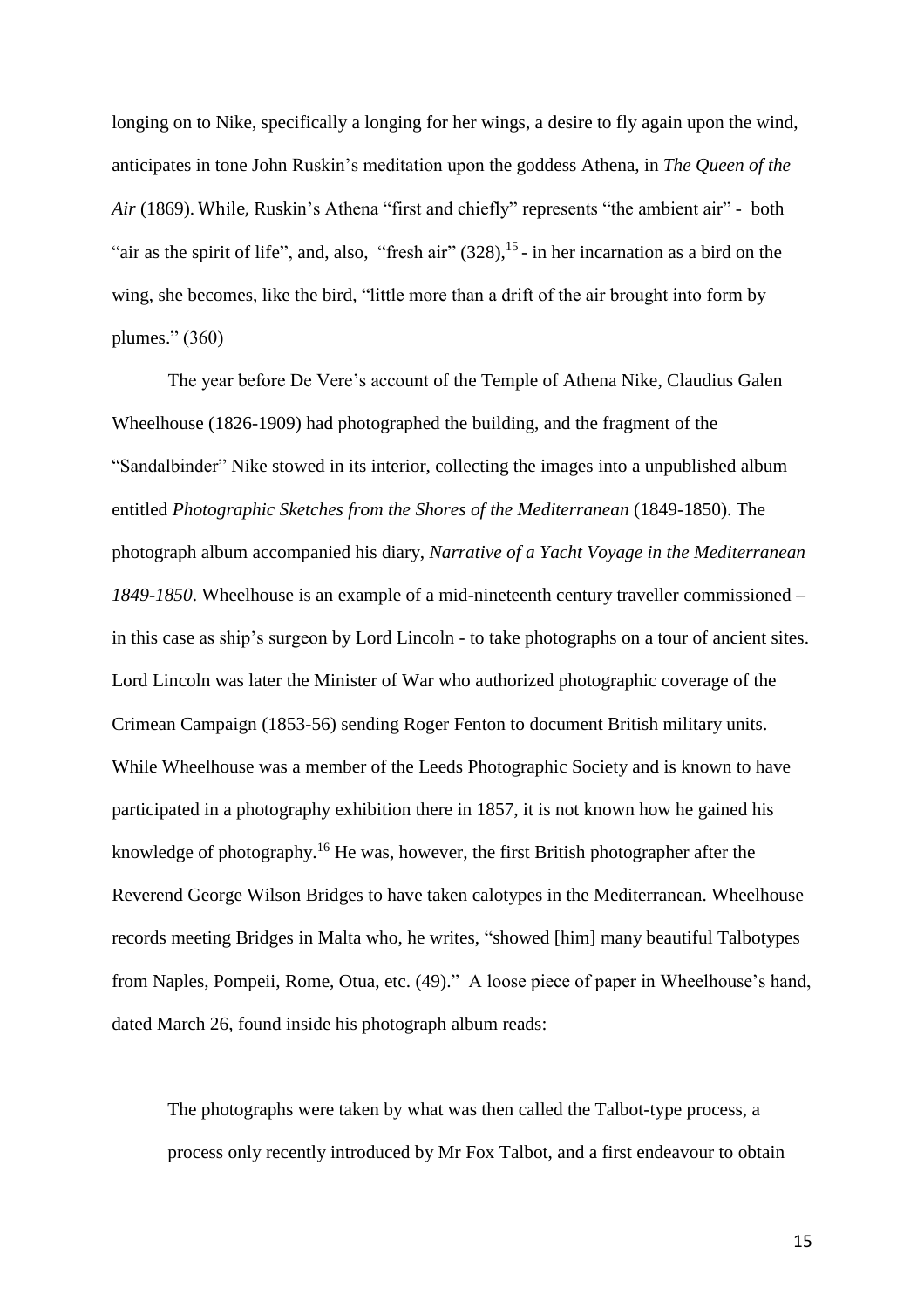longing on to Nike, specifically a longing for her wings, a desire to fly again upon the wind, anticipates in tone John Ruskin's meditation upon the goddess Athena, in *The Queen of the Air* (1869). While*,* Ruskin's Athena "first and chiefly" represents "the ambient air" - both "air as the spirit of life", and, also, "fresh air" (328),[15] - in her incarnation as a bird on the wing, she becomes, like the bird, "little more than a drift of the air brought into form by plumes." (360)

The year before De Vere's account of the Temple of Athena Nike, Claudius Galen Wheelhouse (1826-1909) had photographed the building, and the fragment of the "Sandalbinder" Nike stowed in its interior, collecting the images into a unpublished album entitled *Photographic Sketches from the Shores of the Mediterranean* (1849-1850). The photograph album accompanied his diary, *Narrative of a Yacht Voyage in the Mediterranean 1849-1850*. Wheelhouse is an example of a mid-nineteenth century traveller commissioned – in this case as ship's surgeon by Lord Lincoln - to take photographs on a tour of ancient sites. Lord Lincoln was later the Minister of War who authorized photographic coverage of the Crimean Campaign (1853-56) sending Roger Fenton to document British military units. While Wheelhouse was a member of the Leeds Photographic Society and is known to have participated in a photography exhibition there in 1857, it is not known how he gained his knowledge of photography.[16] He was, however, the first British photographer after the Reverend George Wilson Bridges to have taken calotypes in the Mediterranean. Wheelhouse records meeting Bridges in Malta who, he writes, "showed [him] many beautiful Talbotypes from Naples, Pompeii, Rome, Otua, etc. (49)." A loose piece of paper in Wheelhouse's hand, dated March 26, found inside his photograph album reads:

> The photographs were taken by what was then called the Talbot-type process, a process only recently introduced by Mr Fox Talbot, and a first endeavour to obtain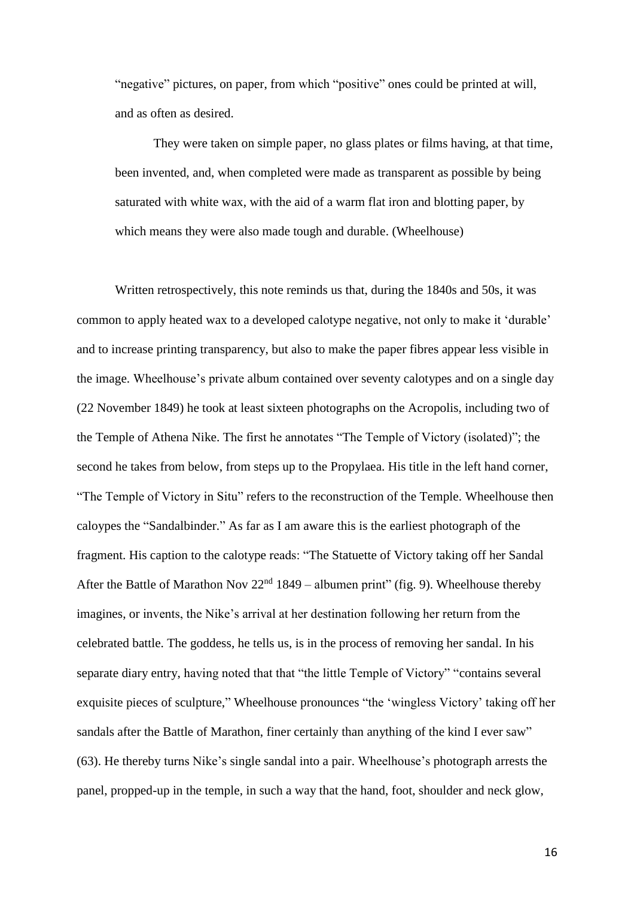"negative" pictures, on paper, from which "positive" ones could be printed at will, and as often as desired.

> They were taken on simple paper, no glass plates or films having, at that time, been invented, and, when completed were made as transparent as possible by being saturated with white wax, with the aid of a warm flat iron and blotting paper, by which means they were also made tough and durable. (Wheelhouse)

Written retrospectively, this note reminds us that, during the 1840s and 50s, it was common to apply heated wax to a developed calotype negative, not only to make it 'durable' and to increase printing transparency, but also to make the paper fibres appear less visible in the image. Wheelhouse's private album contained over seventy calotypes and on a single day (22 November 1849) he took at least sixteen photographs on the Acropolis, including two of the Temple of Athena Nike. The first he annotates "The Temple of Victory (isolated)"; the second he takes from below, from steps up to the Propylaea. His title in the left hand corner, "The Temple of Victory in Situ" refers to the reconstruction of the Temple. Wheelhouse then caloypes the "Sandalbinder." As far as I am aware this is the earliest photograph of the fragment. His caption to the calotype reads: "The Statuette of Victory taking off her Sandal After the Battle of Marathon Nov 22nd 1849 – albumen print" (fig. 9). Wheelhouse thereby imagines, or invents, the Nike's arrival at her destination following her return from the celebrated battle. The goddess, he tells us, is in the process of removing her sandal. In his separate diary entry, having noted that that "the little Temple of Victory" "contains several exquisite pieces of sculpture," Wheelhouse pronounces "the 'wingless Victory' taking off her sandals after the Battle of Marathon, finer certainly than anything of the kind I ever saw" (63). He thereby turns Nike's single sandal into a pair. Wheelhouse's photograph arrests the panel, propped-up in the temple, in such a way that the hand, foot, shoulder and neck glow,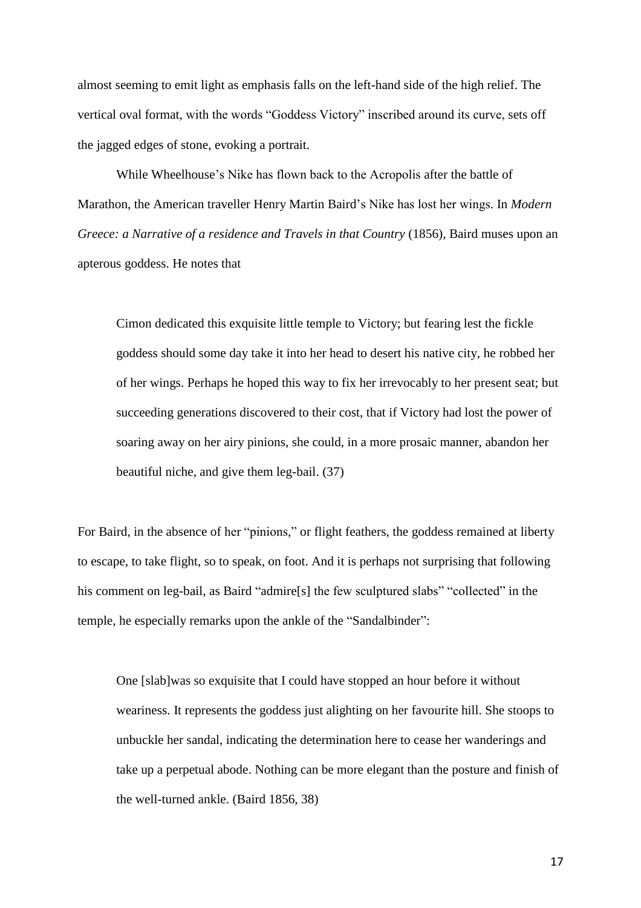almost seeming to emit light as emphasis falls on the left-hand side of the high relief. The vertical oval format, with the words "Goddess Victory" inscribed around its curve, sets off the jagged edges of stone, evoking a portrait.

While Wheelhouse's Nike has flown back to the Acropolis after the battle of Marathon, the American traveller Henry Martin Baird's Nike has lost her wings. In *Modern Greece: a Narrative of a residence and Travels in that Country* (1856), Baird muses upon an apterous goddess. He notes that

> Cimon dedicated this exquisite little temple to Victory; but fearing lest the fickle goddess should some day take it into her head to desert his native city, he robbed her of her wings. Perhaps he hoped this way to fix her irrevocably to her present seat; but succeeding generations discovered to their cost, that if Victory had lost the power of soaring away on her airy pinions, she could, in a more prosaic manner, abandon her beautiful niche, and give them leg-bail. (37)

For Baird, in the absence of her "pinions," or flight feathers, the goddess remained at liberty to escape, to take flight, so to speak, on foot. And it is perhaps not surprising that following his comment on leg-bail, as Baird "admire[s] the few sculptured slabs" "collected" in the temple, he especially remarks upon the ankle of the "Sandalbinder":

> One [slab]was so exquisite that I could have stopped an hour before it without weariness. It represents the goddess just alighting on her favourite hill. She stoops to unbuckle her sandal, indicating the determination here to cease her wanderings and take up a perpetual abode. Nothing can be more elegant than the posture and finish of the well-turned ankle. (Baird 1856, 38)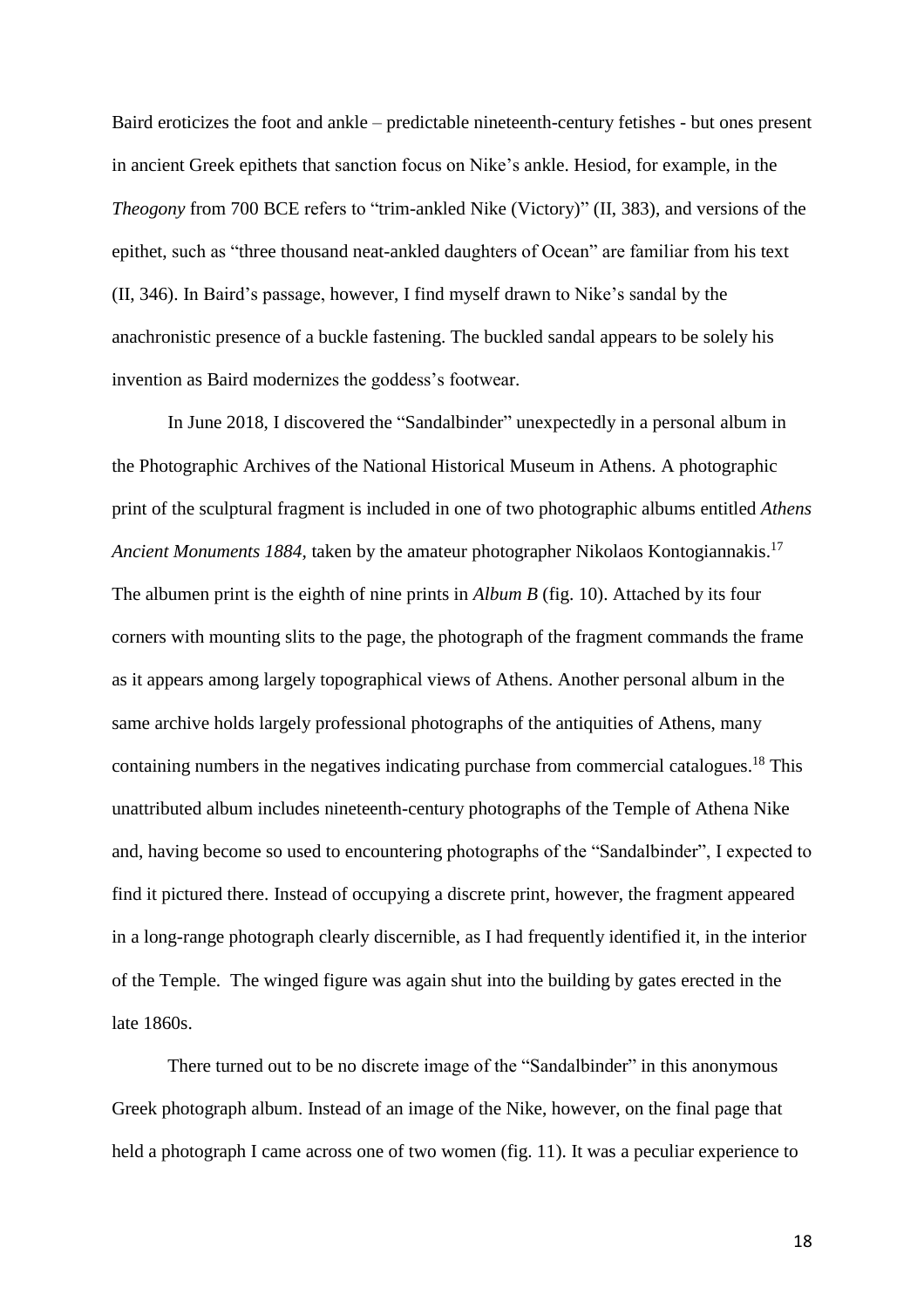Baird eroticizes the foot and ankle – predictable nineteenth-century fetishes - but ones present in ancient Greek epithets that sanction focus on Nike's ankle. Hesiod, for example, in the *Theogony* from 700 BCE refers to "trim-ankled Nike (Victory)" (II, 383), and versions of the epithet, such as "three thousand neat-ankled daughters of Ocean" are familiar from his text (II, 346). In Baird's passage, however, I find myself drawn to Nike's sandal by the anachronistic presence of a buckle fastening. The buckled sandal appears to be solely his invention as Baird modernizes the goddess's footwear.

In June 2018, I discovered the "Sandalbinder" unexpectedly in a personal album in the Photographic Archives of the National Historical Museum in Athens. A photographic print of the sculptural fragment is included in one of two photographic albums entitled *Athens Ancient Monuments 1884*, taken by the amateur photographer Nikolaos Kontogiannakis.[17] The albumen print is the eighth of nine prints in *Album B* (fig. 10). Attached by its four corners with mounting slits to the page, the photograph of the fragment commands the frame as it appears among largely topographical views of Athens. Another personal album in the same archive holds largely professional photographs of the antiquities of Athens, many containing numbers in the negatives indicating purchase from commercial catalogues.[18] This unattributed album includes nineteenth-century photographs of the Temple of Athena Nike and, having become so used to encountering photographs of the "Sandalbinder", I expected to find it pictured there. Instead of occupying a discrete print, however, the fragment appeared in a long-range photograph clearly discernible, as I had frequently identified it, in the interior of the Temple. The winged figure was again shut into the building by gates erected in the late 1860s.

There turned out to be no discrete image of the "Sandalbinder" in this anonymous Greek photograph album. Instead of an image of the Nike, however, on the final page that held a photograph I came across one of two women (fig. 11). It was a peculiar experience to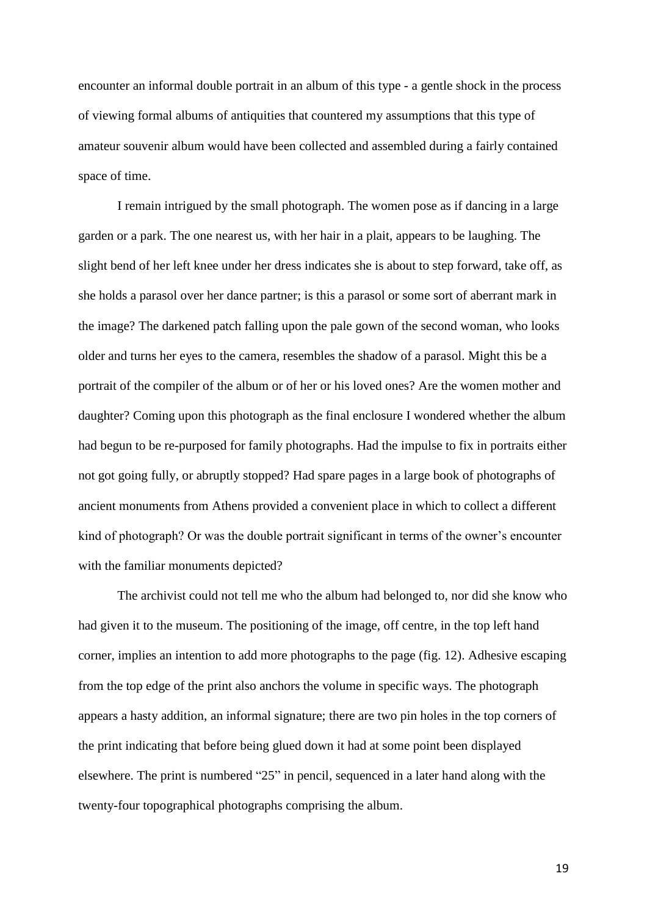encounter an informal double portrait in an album of this type - a gentle shock in the process of viewing formal albums of antiquities that countered my assumptions that this type of amateur souvenir album would have been collected and assembled during a fairly contained space of time.

I remain intrigued by the small photograph. The women pose as if dancing in a large garden or a park. The one nearest us, with her hair in a plait, appears to be laughing. The slight bend of her left knee under her dress indicates she is about to step forward, take off, as she holds a parasol over her dance partner; is this a parasol or some sort of aberrant mark in the image? The darkened patch falling upon the pale gown of the second woman, who looks older and turns her eyes to the camera, resembles the shadow of a parasol. Might this be a portrait of the compiler of the album or of her or his loved ones? Are the women mother and daughter? Coming upon this photograph as the final enclosure I wondered whether the album had begun to be re-purposed for family photographs. Had the impulse to fix in portraits either not got going fully, or abruptly stopped? Had spare pages in a large book of photographs of ancient monuments from Athens provided a convenient place in which to collect a different kind of photograph? Or was the double portrait significant in terms of the owner's encounter with the familiar monuments depicted?

The archivist could not tell me who the album had belonged to, nor did she know who had given it to the museum. The positioning of the image, off centre, in the top left hand corner, implies an intention to add more photographs to the page (fig. 12). Adhesive escaping from the top edge of the print also anchors the volume in specific ways. The photograph appears a hasty addition, an informal signature; there are two pin holes in the top corners of the print indicating that before being glued down it had at some point been displayed elsewhere. The print is numbered "25" in pencil, sequenced in a later hand along with the twenty-four topographical photographs comprising the album.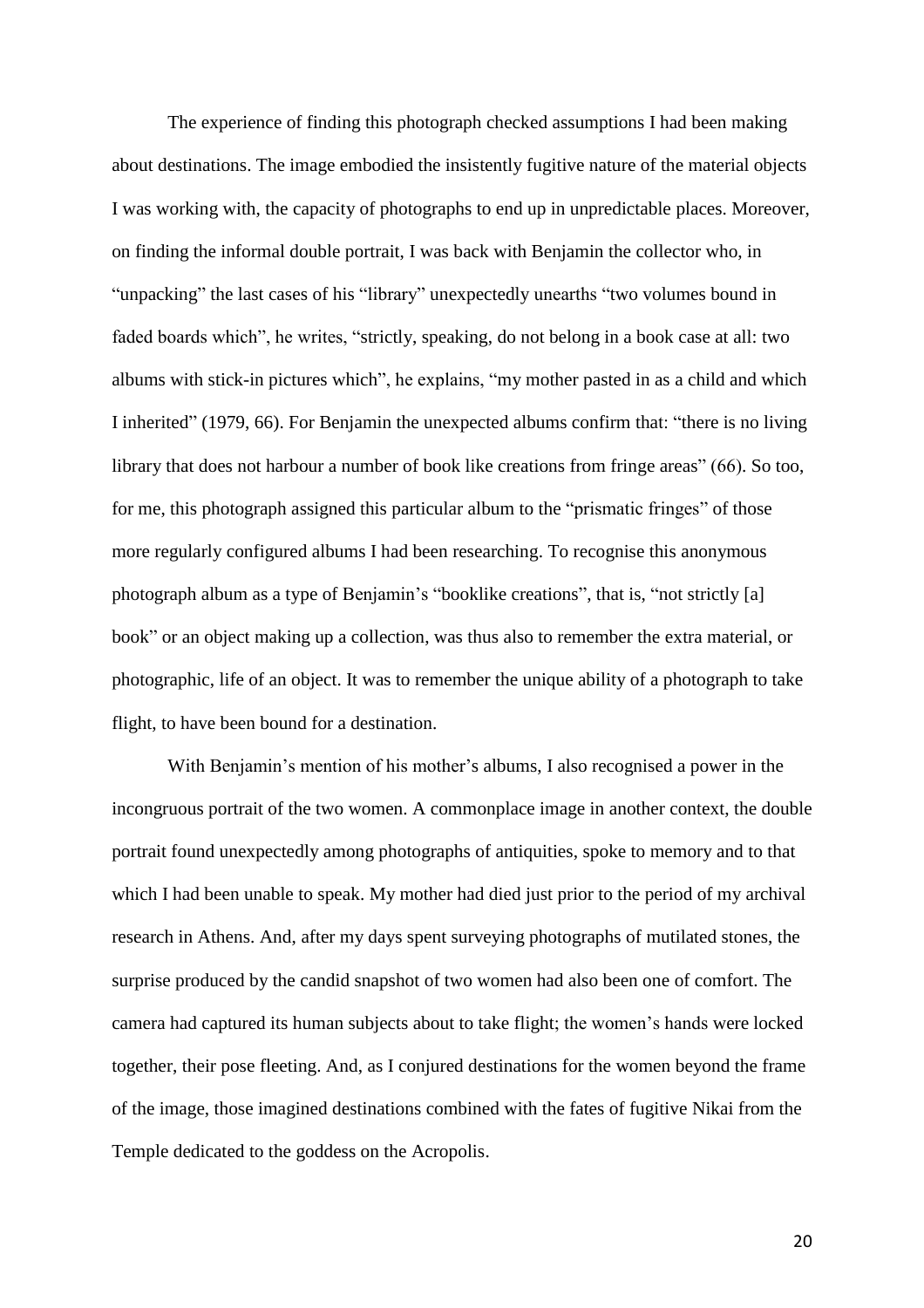The experience of finding this photograph checked assumptions I had been making about destinations. The image embodied the insistently fugitive nature of the material objects I was working with, the capacity of photographs to end up in unpredictable places. Moreover, on finding the informal double portrait, I was back with Benjamin the collector who, in "unpacking" the last cases of his "library" unexpectedly unearths "two volumes bound in faded boards which", he writes, "strictly, speaking, do not belong in a book case at all: two albums with stick-in pictures which", he explains, "my mother pasted in as a child and which I inherited" (1979, 66). For Benjamin the unexpected albums confirm that: "there is no living library that does not harbour a number of book like creations from fringe areas" (66). So too, for me, this photograph assigned this particular album to the "prismatic fringes" of those more regularly configured albums I had been researching. To recognise this anonymous photograph album as a type of Benjamin's "booklike creations", that is, "not strictly [a] book" or an object making up a collection, was thus also to remember the extra material, or photographic, life of an object. It was to remember the unique ability of a photograph to take flight, to have been bound for a destination.

With Benjamin's mention of his mother's albums, I also recognised a power in the incongruous portrait of the two women. A commonplace image in another context, the double portrait found unexpectedly among photographs of antiquities, spoke to memory and to that which I had been unable to speak. My mother had died just prior to the period of my archival research in Athens. And, after my days spent surveying photographs of mutilated stones, the surprise produced by the candid snapshot of two women had also been one of comfort. The camera had captured its human subjects about to take flight; the women's hands were locked together, their pose fleeting. And, as I conjured destinations for the women beyond the frame of the image, those imagined destinations combined with the fates of fugitive Nikai from the Temple dedicated to the goddess on the Acropolis.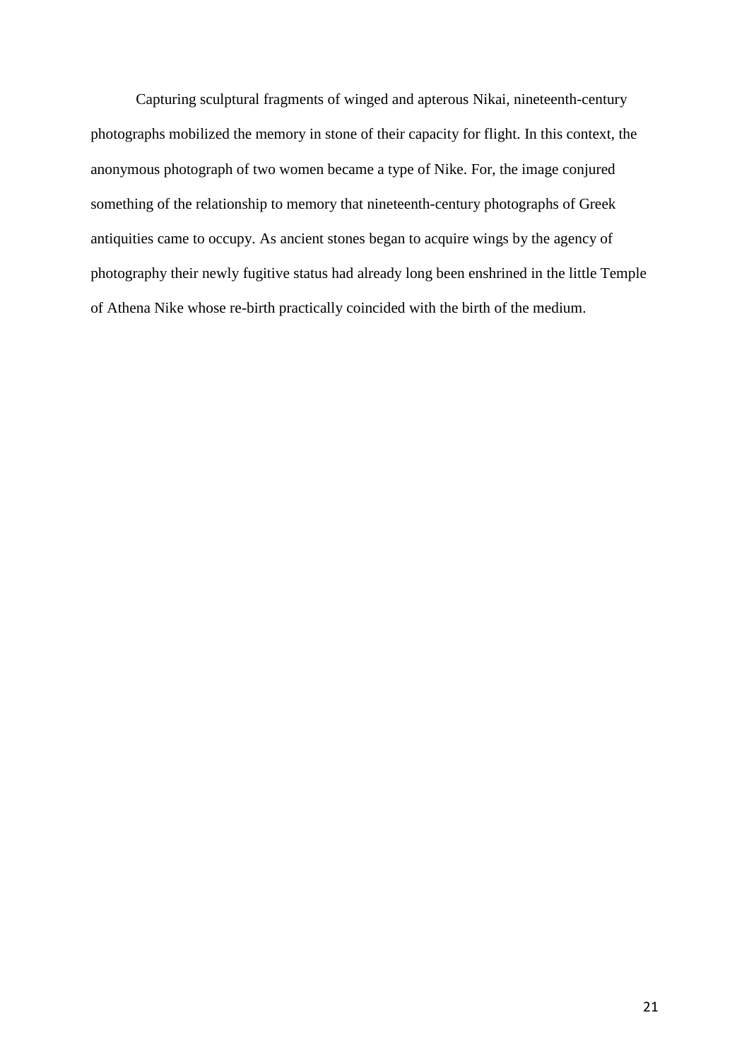Capturing sculptural fragments of winged and apterous Nikai, nineteenth-century photographs mobilized the memory in stone of their capacity for flight. In this context, the anonymous photograph of two women became a type of Nike. For, the image conjured something of the relationship to memory that nineteenth-century photographs of Greek antiquities came to occupy. As ancient stones began to acquire wings by the agency of photography their newly fugitive status had already long been enshrined in the little Temple of Athena Nike whose re-birth practically coincided with the birth of the medium.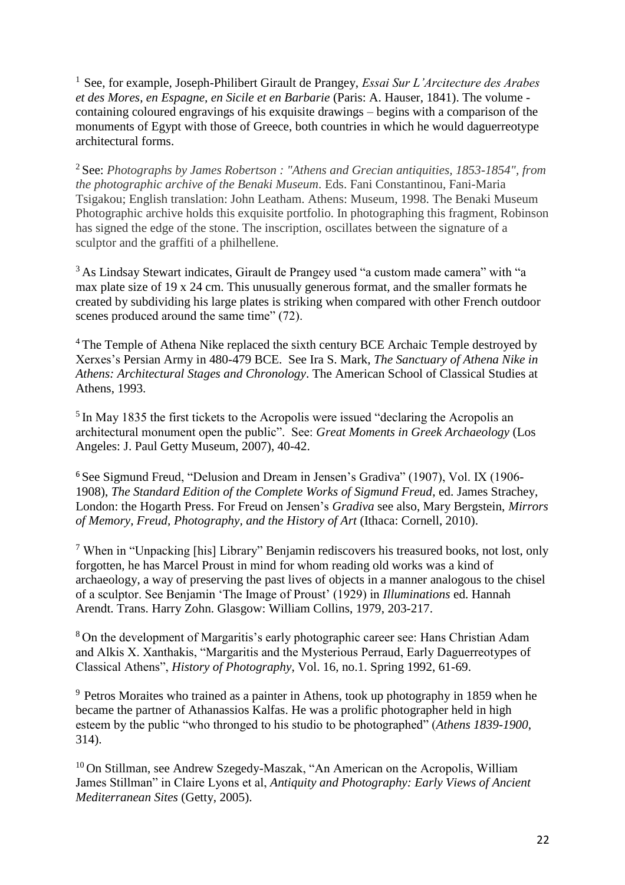[1] See, for example, Joseph-Philibert Girault de Prangey, *Essai Sur L'Arcitecture des Arabes et des Mores, en Espagne, en Sicile et en Barbarie* (Paris: A. Hauser, 1841). The volume - containing coloured engravings of his exquisite drawings – begins with a comparison of the monuments of Egypt with those of Greece, both countries in which he would daguerreotype architectural forms.

[2] See: *Photographs by James Robertson : "Athens and Grecian antiquities, 1853-1854", from the photographic archive of the Benaki Museum*. Eds. Fani Constantinou, Fani-Maria Tsigakou; English translation: John Leatham. Athens: Museum, 1998. The Benaki Museum Photographic archive holds this exquisite portfolio. In photographing this fragment, Robinson has signed the edge of the stone. The inscription, oscillates between the signature of a sculptor and the graffiti of a philhellene.

[3] As Lindsay Stewart indicates, Girault de Prangey used "a custom made camera" with "a max plate size of 19 x 24 cm. This unusually generous format, and the smaller formats he created by subdividing his large plates is striking when compared with other French outdoor scenes produced around the same time" (72).

[4] The Temple of Athena Nike replaced the sixth century BCE Archaic Temple destroyed by Xerxes's Persian Army in 480-479 BCE. See Ira S. Mark, *The Sanctuary of Athena Nike in Athens: Architectural Stages and Chronology*. The American School of Classical Studies at Athens, 1993.

[5] In May 1835 the first tickets to the Acropolis were issued "declaring the Acropolis an architectural monument open the public". See: *Great Moments in Greek Archaeology* (Los Angeles: J. Paul Getty Museum, 2007), 40-42.

[6] See Sigmund Freud, "Delusion and Dream in Jensen's Gradiva" (1907), Vol. IX (1906-1908), *The Standard Edition of the Complete Works of Sigmund Freud*, ed. James Strachey, London: the Hogarth Press. For Freud on Jensen's *Gradiva* see also, Mary Bergstein, *Mirrors of Memory, Freud, Photography, and the History of Art* (Ithaca: Cornell, 2010).

[7] When in "Unpacking [his] Library" Benjamin rediscovers his treasured books, not lost, only forgotten, he has Marcel Proust in mind for whom reading old works was a kind of archaeology, a way of preserving the past lives of objects in a manner analogous to the chisel of a sculptor. See Benjamin 'The Image of Proust' (1929) in *Illuminations* ed. Hannah Arendt. Trans. Harry Zohn. Glasgow: William Collins, 1979, 203-217.

[8] On the development of Margaritis's early photographic career see: Hans Christian Adam and Alkis X. Xanthakis, "Margaritis and the Mysterious Perraud, Early Daguerreotypes of Classical Athens", *History of Photography*, Vol. 16, no.1. Spring 1992, 61-69.

[9] Petros Moraites who trained as a painter in Athens, took up photography in 1859 when he became the partner of Athanassios Kalfas. He was a prolific photographer held in high esteem by the public "who thronged to his studio to be photographed" (*Athens 1839-1900*, 314).

[10] On Stillman, see Andrew Szegedy-Maszak, "An American on the Acropolis, William James Stillman" in Claire Lyons et al, *Antiquity and Photography: Early Views of Ancient Mediterranean Sites* (Getty, 2005).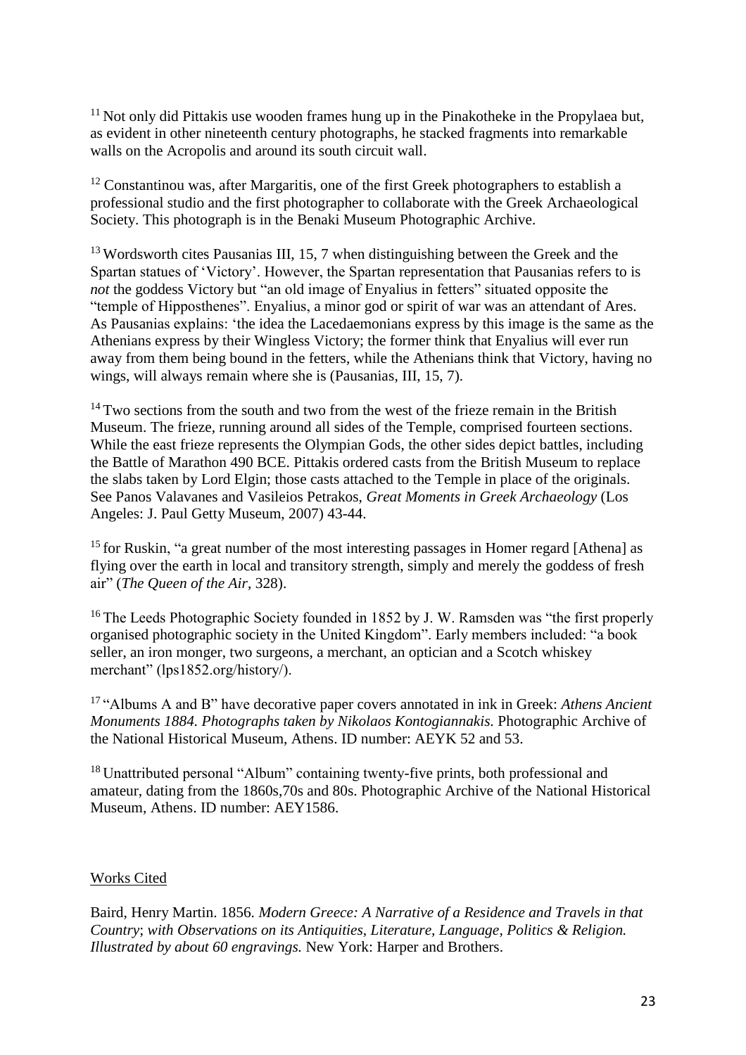[11] Not only did Pittakis use wooden frames hung up in the Pinakotheke in the Propylaea but, as evident in other nineteenth century photographs, he stacked fragments into remarkable walls on the Acropolis and around its south circuit wall.

[12] Constantinou was, after Margaritis, one of the first Greek photographers to establish a professional studio and the first photographer to collaborate with the Greek Archaeological Society. This photograph is in the Benaki Museum Photographic Archive.

[13] Wordsworth cites Pausanias III, 15, 7 when distinguishing between the Greek and the Spartan statues of 'Victory'. However, the Spartan representation that Pausanias refers to is *not* the goddess Victory but "an old image of Enyalius in fetters" situated opposite the "temple of Hipposthenes". Enyalius, a minor god or spirit of war was an attendant of Ares. As Pausanias explains: 'the idea the Lacedaemonians express by this image is the same as the Athenians express by their Wingless Victory; the former think that Enyalius will ever run away from them being bound in the fetters, while the Athenians think that Victory, having no wings, will always remain where she is (Pausanias, III, 15, 7).

[14] Two sections from the south and two from the west of the frieze remain in the British Museum. The frieze, running around all sides of the Temple, comprised fourteen sections. While the east frieze represents the Olympian Gods, the other sides depict battles, including the Battle of Marathon 490 BCE. Pittakis ordered casts from the British Museum to replace the slabs taken by Lord Elgin; those casts attached to the Temple in place of the originals. See Panos Valavanes and Vasileios Petrakos, *Great Moments in Greek Archaeology* (Los Angeles: J. Paul Getty Museum, 2007) 43-44.

[15] for Ruskin, "a great number of the most interesting passages in Homer regard [Athena] as flying over the earth in local and transitory strength, simply and merely the goddess of fresh air" (*The Queen of the Air*, 328).

[16] The Leeds Photographic Society founded in 1852 by J. W. Ramsden was "the first properly organised photographic society in the United Kingdom". Early members included: "a book seller, an iron monger, two surgeons, a merchant, an optician and a Scotch whiskey merchant" (lps1852.org/history/).

[17] "Albums A and B" have decorative paper covers annotated in ink in Greek: *Athens Ancient Monuments 1884. Photographs taken by Nikolaos Kontogiannakis.* Photographic Archive of the National Historical Museum, Athens. ID number: AEYK 52 and 53.

[18] Unattributed personal "Album" containing twenty-five prints, both professional and amateur, dating from the 1860s,70s and 80s. Photographic Archive of the National Historical Museum, Athens. ID number: AEY1586.

## Works Cited

Baird, Henry Martin. 1856. *Modern Greece: A Narrative of a Residence and Travels in that Country*; *with Observations on its Antiquities, Literature, Language, Politics & Religion. Illustrated by about 60 engravings.* New York: Harper and Brothers.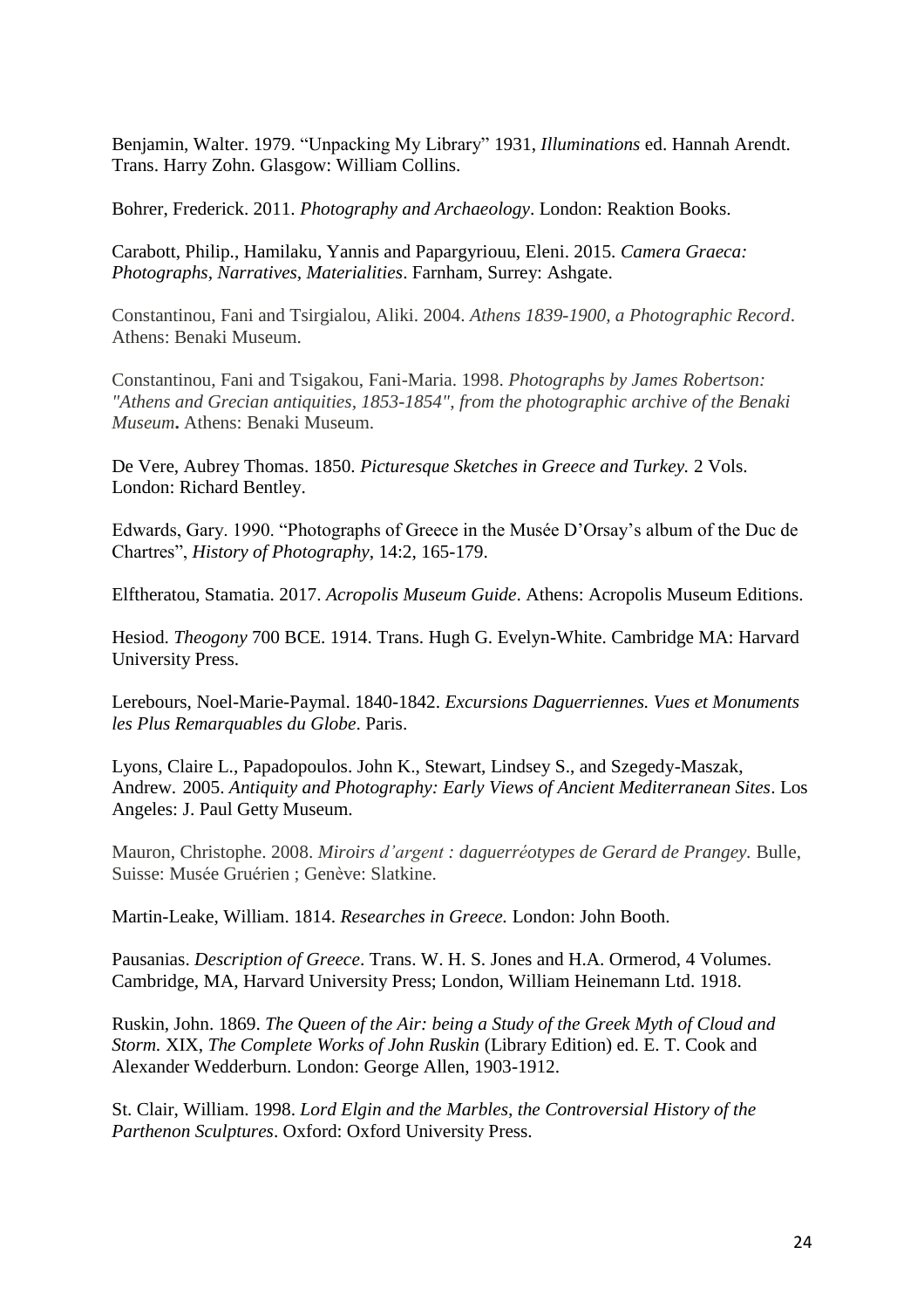Benjamin, Walter. 1979. "Unpacking My Library" 1931, *Illuminations* ed. Hannah Arendt. Trans. Harry Zohn. Glasgow: William Collins.

Bohrer, Frederick. 2011. *Photography and Archaeology*. London: Reaktion Books.

Carabott, Philip., Hamilaku, Yannis and Papargyriouu, Eleni. 2015. *Camera Graeca: Photographs, Narratives, Materialities*. Farnham, Surrey: Ashgate.

Constantinou, Fani and Tsirgialou, Aliki. 2004. *Athens 1839-1900, a Photographic Record*. Athens: Benaki Museum.

Constantinou, Fani and Tsigakou, Fani-Maria. 1998. *Photographs by James Robertson: "Athens and Grecian antiquities, 1853-1854", from the photographic archive of the Benaki Museum***.** Athens: Benaki Museum.

De Vere, Aubrey Thomas. 1850. *Picturesque Sketches in Greece and Turkey.* 2 Vols. London: Richard Bentley.

Edwards, Gary. 1990. "Photographs of Greece in the Musée D'Orsay's album of the Duc de Chartres", *History of Photography*, 14:2, 165-179.

Elftheratou, Stamatia. 2017. *Acropolis Museum Guide*. Athens: Acropolis Museum Editions.

Hesiod. *Theogony* 700 BCE. 1914. Trans. Hugh G. Evelyn-White. Cambridge MA: Harvard University Press.

Lerebours, Noel-Marie-Paymal. 1840-1842. *Excursions Daguerriennes. Vues et Monuments les Plus Remarquables du Globe*. Paris.

Lyons, Claire L., Papadopoulos. John K., Stewart, Lindsey S., and Szegedy-Maszak, Andrew. 2005. *Antiquity and Photography: Early Views of Ancient Mediterranean Sites*. Los Angeles: J. Paul Getty Museum.

Mauron, Christophe. 2008. *Miroirs d'argent : daguerréotypes de Gerard de Prangey.* Bulle, Suisse: Musée Gruérien ; Genève: Slatkine.

Martin-Leake, William. 1814. *Researches in Greece.* London: John Booth.

Pausanias. *Description of Greece*. Trans. W. H. S. Jones and H.A. Ormerod, 4 Volumes. Cambridge, MA, Harvard University Press; London, William Heinemann Ltd. 1918.

Ruskin, John. 1869. *The Queen of the Air: being a Study of the Greek Myth of Cloud and Storm.* XIX, *The Complete Works of John Ruskin* (Library Edition) ed. E. T. Cook and Alexander Wedderburn. London: George Allen, 1903-1912.

St. Clair, William. 1998. *Lord Elgin and the Marbles, the Controversial History of the Parthenon Sculptures*. Oxford: Oxford University Press.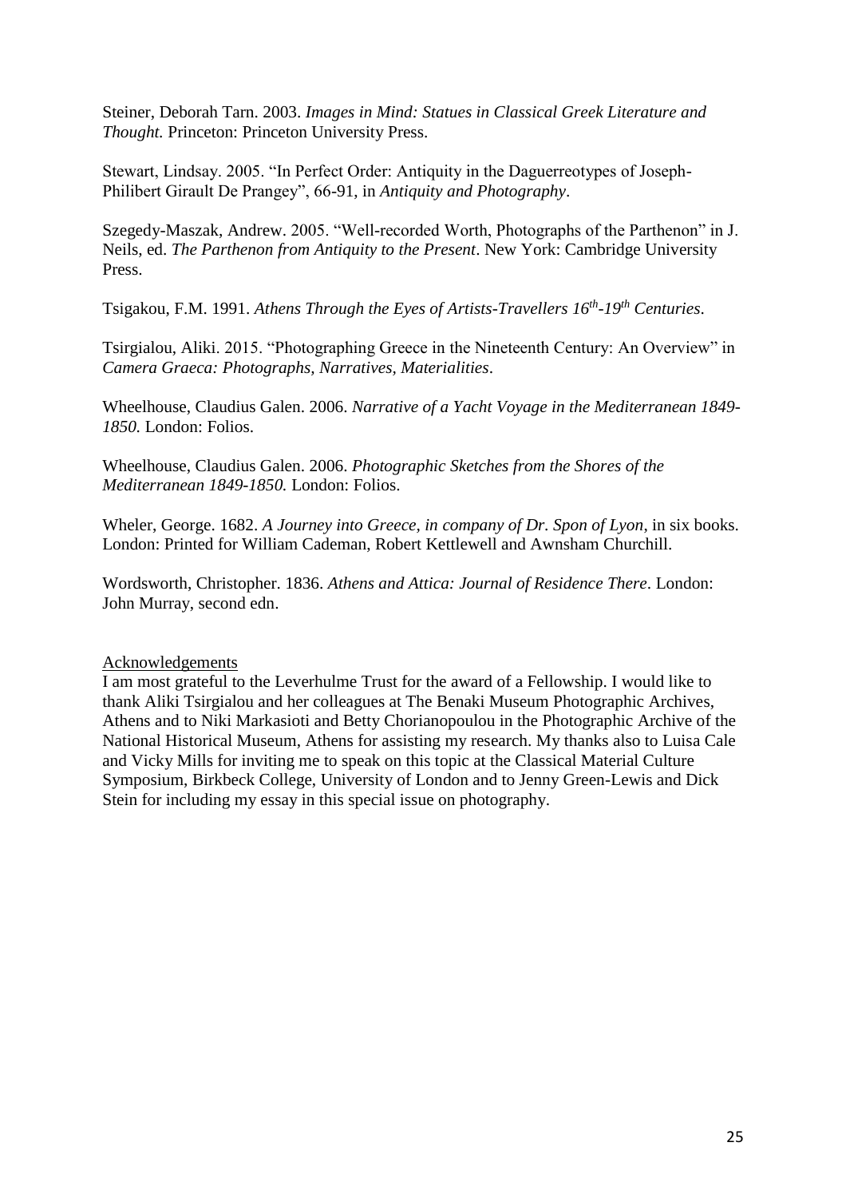Steiner, Deborah Tarn. 2003. *Images in Mind: Statues in Classical Greek Literature and Thought.* Princeton: Princeton University Press.

Stewart, Lindsay. 2005. "In Perfect Order: Antiquity in the Daguerreotypes of Joseph-Philibert Girault De Prangey", 66-91, in *Antiquity and Photography*.

Szegedy-Maszak, Andrew. 2005. "Well-recorded Worth, Photographs of the Parthenon" in J. Neils, ed. *The Parthenon from Antiquity to the Present*. New York: Cambridge University Press.

Tsigakou, F.M. 1991. *Athens Through the Eyes of Artists-Travellers 16th-19th Centuries*.

Tsirgialou, Aliki. 2015. "Photographing Greece in the Nineteenth Century: An Overview" in *Camera Graeca: Photographs, Narratives, Materialities*.

Wheelhouse, Claudius Galen. 2006. *Narrative of a Yacht Voyage in the Mediterranean 1849-1850.* London: Folios.

Wheelhouse, Claudius Galen. 2006. *Photographic Sketches from the Shores of the Mediterranean 1849-1850.* London: Folios.

Wheler, George. 1682. *A Journey into Greece, in company of Dr. Spon of Lyon*, in six books. London: Printed for William Cademan, Robert Kettlewell and Awnsham Churchill.

Wordsworth, Christopher. 1836. *Athens and Attica: Journal of Residence There*. London: John Murray, second edn.

## Acknowledgements

I am most grateful to the Leverhulme Trust for the award of a Fellowship. I would like to thank Aliki Tsirgialou and her colleagues at The Benaki Museum Photographic Archives, Athens and to Niki Markasioti and Betty Chorianopoulou in the Photographic Archive of the National Historical Museum, Athens for assisting my research. My thanks also to Luisa Cale and Vicky Mills for inviting me to speak on this topic at the Classical Material Culture Symposium, Birkbeck College, University of London and to Jenny Green-Lewis and Dick Stein for including my essay in this special issue on photography.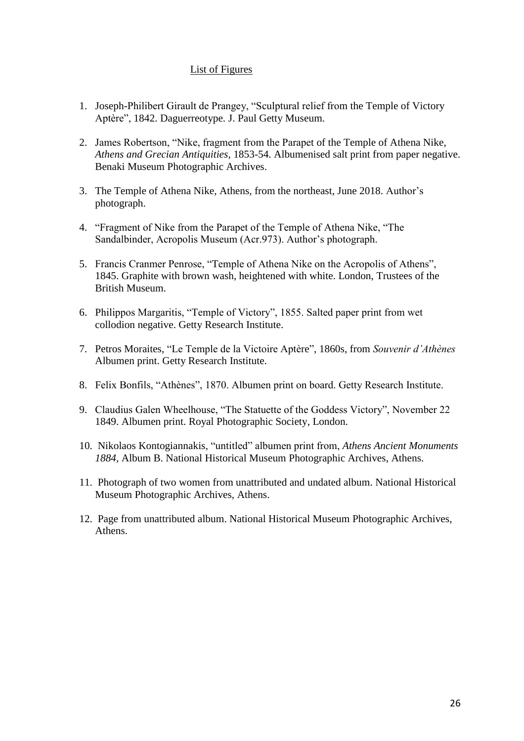## List of Figures

1. Joseph-Philibert Girault de Prangey, "Sculptural relief from the Temple of Victory Aptère", 1842. Daguerreotype. J. Paul Getty Museum.

2. James Robertson, "Nike, fragment from the Parapet of the Temple of Athena Nike, *Athens and Grecian Antiquities*, 1853-54. Albumenised salt print from paper negative. Benaki Museum Photographic Archives.

3. The Temple of Athena Nike, Athens, from the northeast, June 2018. Author's photograph.

4. "Fragment of Nike from the Parapet of the Temple of Athena Nike, "The Sandalbinder, Acropolis Museum (Acr.973). Author's photograph.

5. Francis Cranmer Penrose, "Temple of Athena Nike on the Acropolis of Athens", 1845. Graphite with brown wash, heightened with white. London, Trustees of the British Museum.

6. Philippos Margaritis, "Temple of Victory", 1855. Salted paper print from wet collodion negative. Getty Research Institute.

7. Petros Moraites, "Le Temple de la Victoire Aptère", 1860s, from *Souvenir d'Athènes* Albumen print. Getty Research Institute.

8. Felix Bonfils, "Athènes", 1870. Albumen print on board. Getty Research Institute.

9. Claudius Galen Wheelhouse, "The Statuette of the Goddess Victory", November 22 1849. Albumen print. Royal Photographic Society, London.

10. Nikolaos Kontogiannakis, "untitled" albumen print from, *Athens Ancient Monuments 1884*, Album B. National Historical Museum Photographic Archives, Athens.

11. Photograph of two women from unattributed and undated album. National Historical Museum Photographic Archives, Athens.

12. Page from unattributed album. National Historical Museum Photographic Archives, Athens.